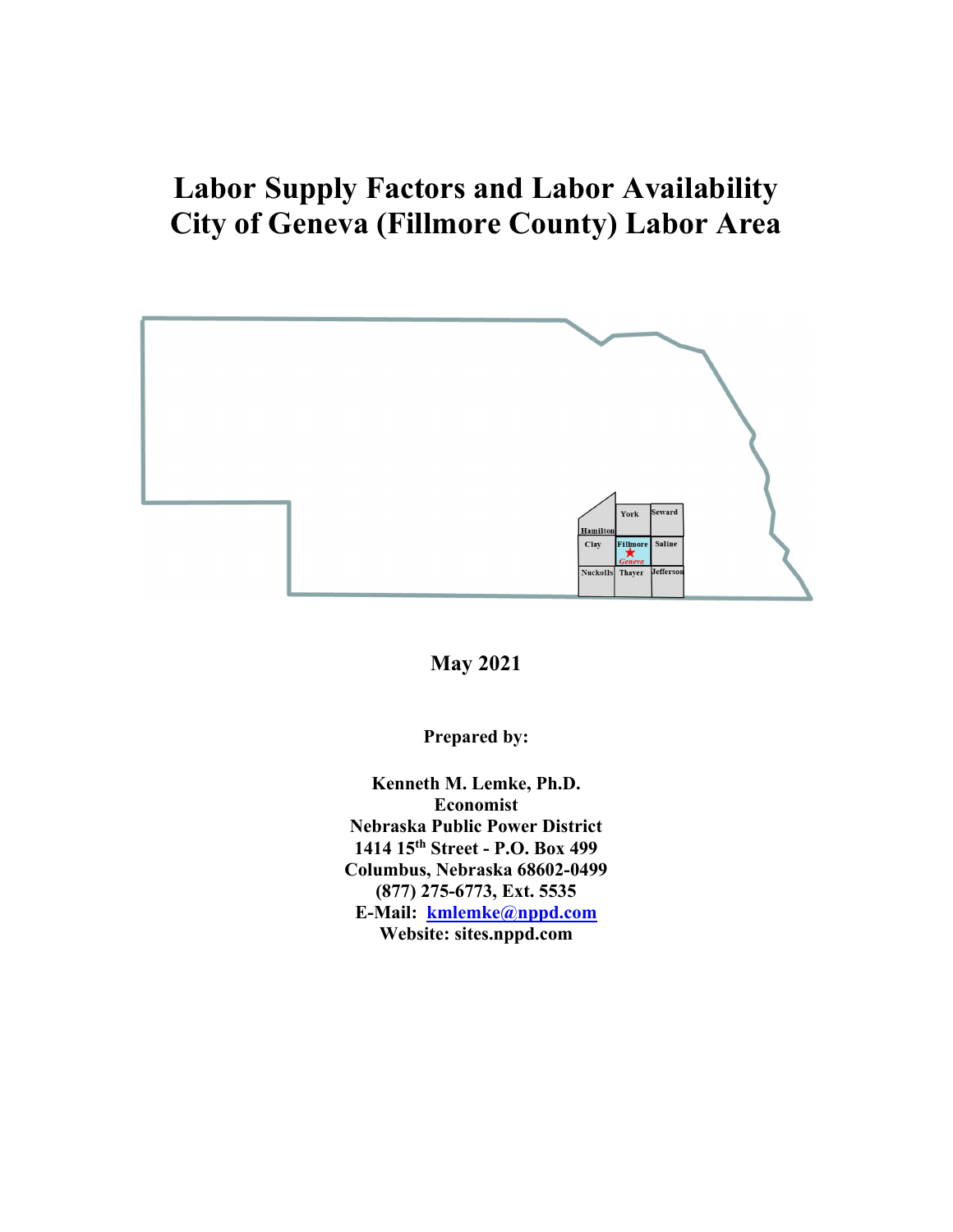# Labor Supply Factors and Labor Availability
# City of Geneva (Fillmore County) Labor Area

**May 2021**

**Prepared by:**

**Kenneth M. Lemke, Ph.D.**
**Economist**
**Nebraska Public Power District**
**1414 15th Street - P.O. Box 499**
**Columbus, Nebraska 68602-0499**
**(877) 275-6773, Ext. 5535**
**E-Mail: kmlemke@nppd.com**
**Website: sites.nppd.com**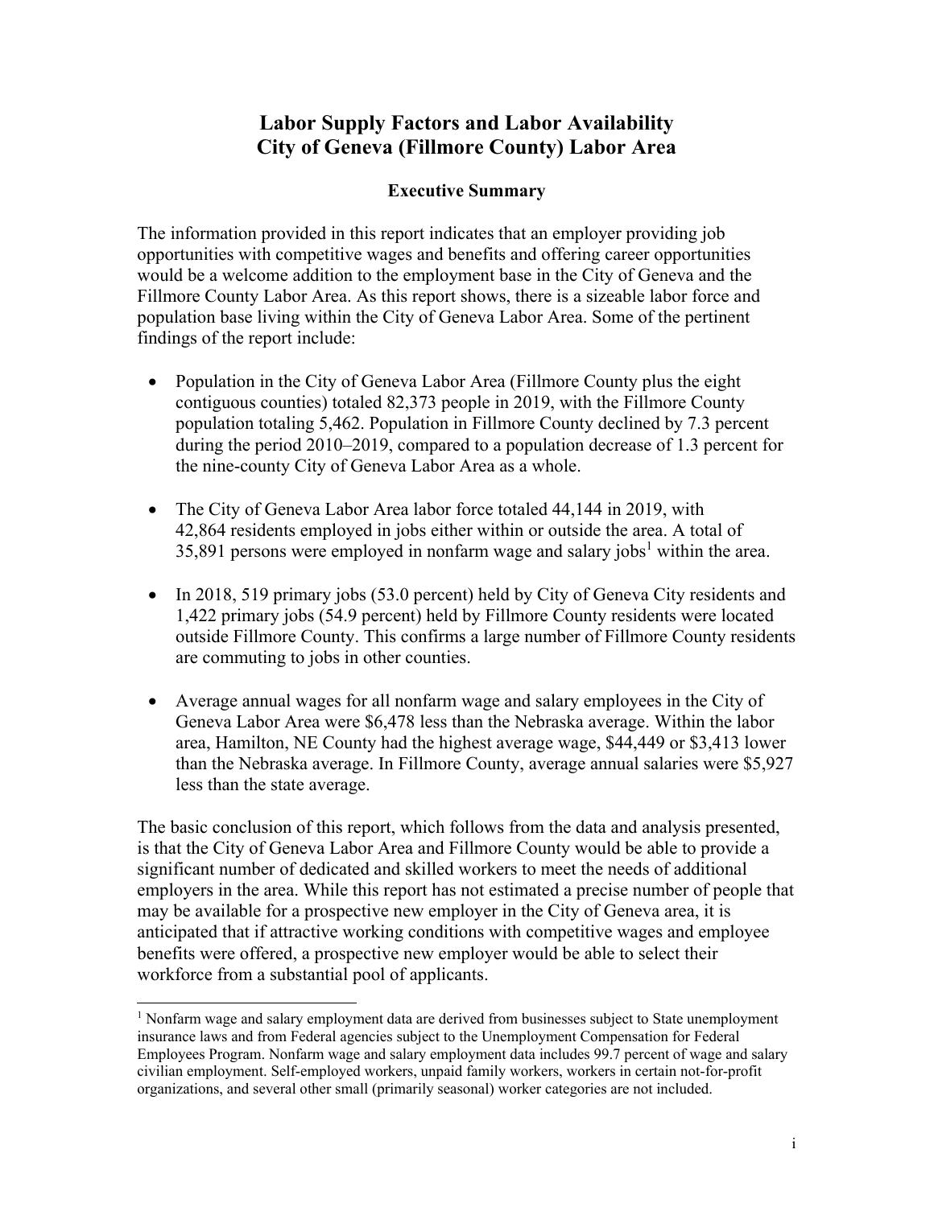# Labor Supply Factors and Labor Availability City of Geneva (Fillmore County) Labor Area

## Executive Summary

The information provided in this report indicates that an employer providing job opportunities with competitive wages and benefits and offering career opportunities would be a welcome addition to the employment base in the City of Geneva and the Fillmore County Labor Area. As this report shows, there is a sizeable labor force and population base living within the City of Geneva Labor Area. Some of the pertinent findings of the report include:

- Population in the City of Geneva Labor Area (Fillmore County plus the eight contiguous counties) totaled 82,373 people in 2019, with the Fillmore County population totaling 5,462. Population in Fillmore County declined by 7.3 percent during the period 2010–2019, compared to a population decrease of 1.3 percent for the nine-county City of Geneva Labor Area as a whole.
- The City of Geneva Labor Area labor force totaled 44,144 in 2019, with 42,864 residents employed in jobs either within or outside the area. A total of 35,891 persons were employed in nonfarm wage and salary jobs[1] within the area.
- In 2018, 519 primary jobs (53.0 percent) held by City of Geneva City residents and 1,422 primary jobs (54.9 percent) held by Fillmore County residents were located outside Fillmore County. This confirms a large number of Fillmore County residents are commuting to jobs in other counties.
- Average annual wages for all nonfarm wage and salary employees in the City of Geneva Labor Area were $6,478 less than the Nebraska average. Within the labor area, Hamilton, NE County had the highest average wage, $44,449 or $3,413 lower than the Nebraska average. In Fillmore County, average annual salaries were $5,927 less than the state average.

The basic conclusion of this report, which follows from the data and analysis presented, is that the City of Geneva Labor Area and Fillmore County would be able to provide a significant number of dedicated and skilled workers to meet the needs of additional employers in the area. While this report has not estimated a precise number of people that may be available for a prospective new employer in the City of Geneva area, it is anticipated that if attractive working conditions with competitive wages and employee benefits were offered, a prospective new employer would be able to select their workforce from a substantial pool of applicants.

[1] Nonfarm wage and salary employment data are derived from businesses subject to State unemployment insurance laws and from Federal agencies subject to the Unemployment Compensation for Federal Employees Program. Nonfarm wage and salary employment data includes 99.7 percent of wage and salary civilian employment. Self-employed workers, unpaid family workers, workers in certain not-for-profit organizations, and several other small (primarily seasonal) worker categories are not included.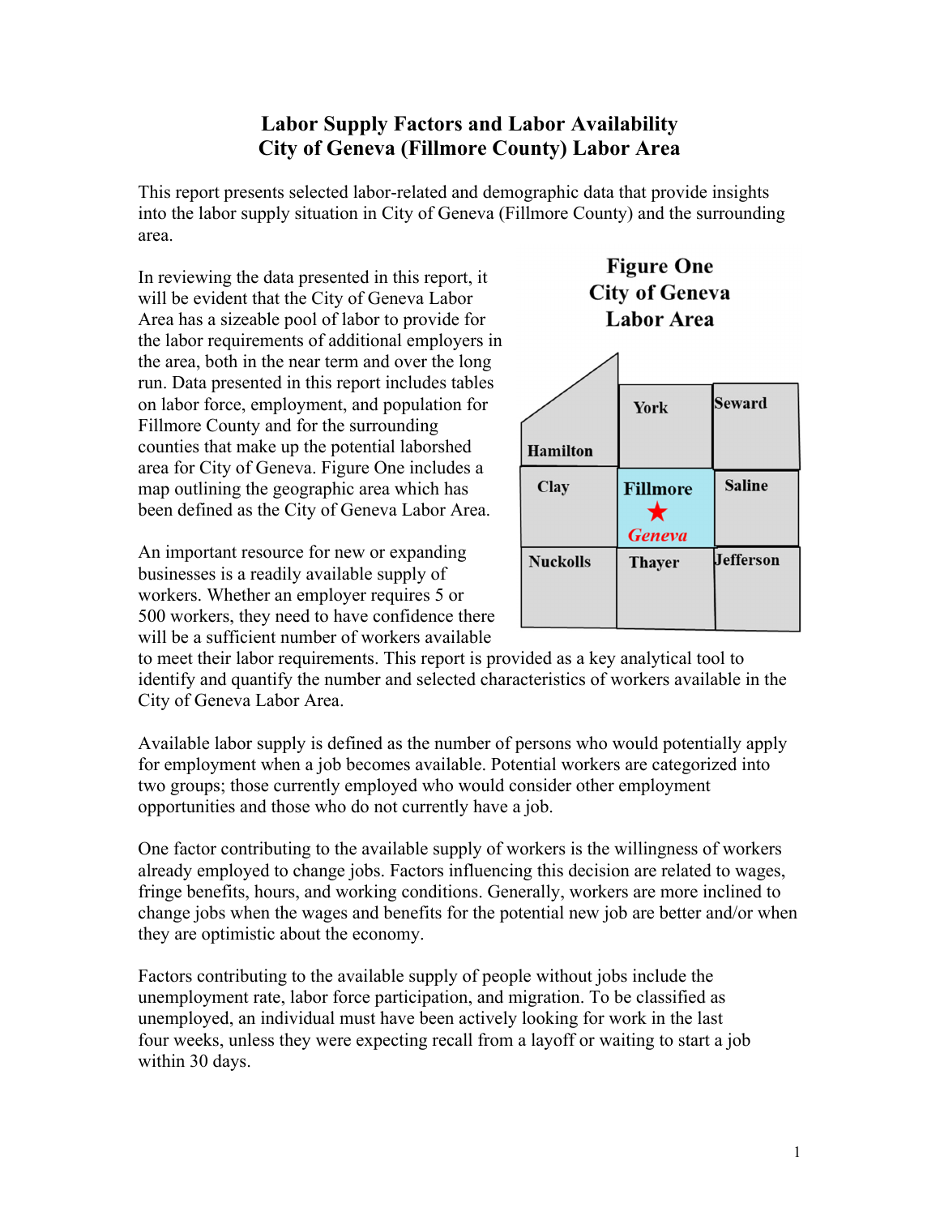# Labor Supply Factors and Labor Availability
# City of Geneva (Fillmore County) Labor Area

This report presents selected labor-related and demographic data that provide insights into the labor supply situation in City of Geneva (Fillmore County) and the surrounding area.

In reviewing the data presented in this report, it will be evident that the City of Geneva Labor Area has a sizeable pool of labor to provide for the labor requirements of additional employers in the area, both in the near term and over the long run. Data presented in this report includes tables on labor force, employment, and population for Fillmore County and for the surrounding counties that make up the potential laborshed area for City of Geneva. Figure One includes a map outlining the geographic area which has been defined as the City of Geneva Labor Area.

**Figure One**
**City of Geneva**
**Labor Area**

| | | |
|---|---|---|
| Hamilton | York | Seward |
| Clay | Fillmore ★ *Geneva* | Saline |
| Nuckolls | Thayer | Jefferson |

An important resource for new or expanding businesses is a readily available supply of workers. Whether an employer requires 5 or 500 workers, they need to have confidence there will be a sufficient number of workers available to meet their labor requirements. This report is provided as a key analytical tool to identify and quantify the number and selected characteristics of workers available in the City of Geneva Labor Area.

Available labor supply is defined as the number of persons who would potentially apply for employment when a job becomes available. Potential workers are categorized into two groups; those currently employed who would consider other employment opportunities and those who do not currently have a job.

One factor contributing to the available supply of workers is the willingness of workers already employed to change jobs. Factors influencing this decision are related to wages, fringe benefits, hours, and working conditions. Generally, workers are more inclined to change jobs when the wages and benefits for the potential new job are better and/or when they are optimistic about the economy.

Factors contributing to the available supply of people without jobs include the unemployment rate, labor force participation, and migration. To be classified as unemployed, an individual must have been actively looking for work in the last four weeks, unless they were expecting recall from a layoff or waiting to start a job within 30 days.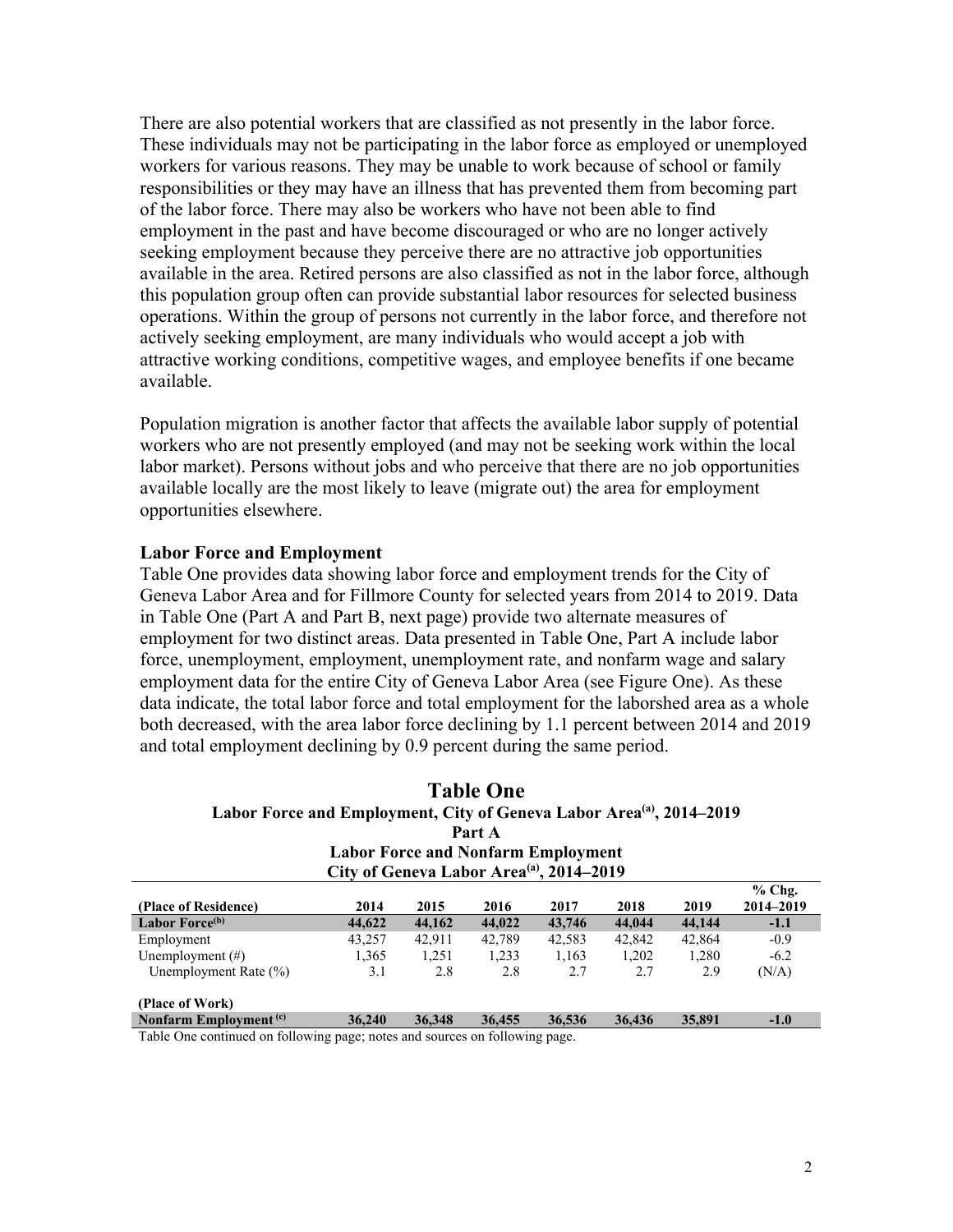There are also potential workers that are classified as not presently in the labor force. These individuals may not be participating in the labor force as employed or unemployed workers for various reasons. They may be unable to work because of school or family responsibilities or they may have an illness that has prevented them from becoming part of the labor force. There may also be workers who have not been able to find employment in the past and have become discouraged or who are no longer actively seeking employment because they perceive there are no attractive job opportunities available in the area. Retired persons are also classified as not in the labor force, although this population group often can provide substantial labor resources for selected business operations. Within the group of persons not currently in the labor force, and therefore not actively seeking employment, are many individuals who would accept a job with attractive working conditions, competitive wages, and employee benefits if one became available.

Population migration is another factor that affects the available labor supply of potential workers who are not presently employed (and may not be seeking work within the local labor market). Persons without jobs and who perceive that there are no job opportunities available locally are the most likely to leave (migrate out) the area for employment opportunities elsewhere.

**Labor Force and Employment**

Table One provides data showing labor force and employment trends for the City of Geneva Labor Area and for Fillmore County for selected years from 2014 to 2019. Data in Table One (Part A and Part B, next page) provide two alternate measures of employment for two distinct areas. Data presented in Table One, Part A include labor force, unemployment, employment, unemployment rate, and nonfarm wage and salary employment data for the entire City of Geneva Labor Area (see Figure One). As these data indicate, the total labor force and total employment for the laborshed area as a whole both decreased, with the area labor force declining by 1.1 percent between 2014 and 2019 and total employment declining by 0.9 percent during the same period.

## Table One

**Labor Force and Employment, City of Geneva Labor Area[(a)], 2014–2019**

**Part A**

**Labor Force and Nonfarm Employment**

**City of Geneva Labor Area[(a)], 2014–2019**

| (Place of Residence) | 2014 | 2015 | 2016 | 2017 | 2018 | 2019 | % Chg. 2014–2019 |
|---|---|---|---|---|---|---|---|
| **Labor Force[(b)]** | **44,622** | **44,162** | **44,022** | **43,746** | **44,044** | **44,144** | **-1.1** |
| Employment | 43,257 | 42,911 | 42,789 | 42,583 | 42,842 | 42,864 | -0.9 |
| Unemployment (#) | 1,365 | 1,251 | 1,233 | 1,163 | 1,202 | 1,280 | -6.2 |
| Unemployment Rate (%) | 3.1 | 2.8 | 2.8 | 2.7 | 2.7 | 2.9 | (N/A) |
| **(Place of Work)** | | | | | | | |
| **Nonfarm Employment[(c)]** | **36,240** | **36,348** | **36,455** | **36,536** | **36,436** | **35,891** | **-1.0** |

Table One continued on following page; notes and sources on following page.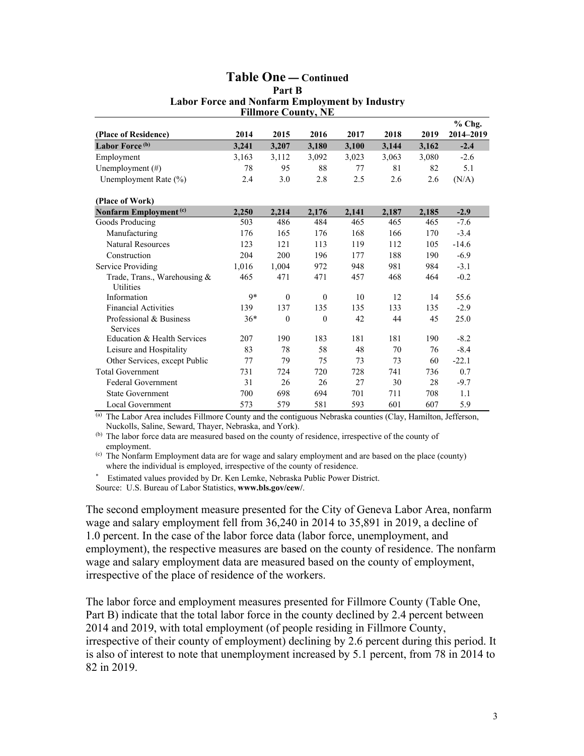## Table One — Continued

### Part B

### Labor Force and Nonfarm Employment by Industry

### Fillmore County, NE

| (Place of Residence) | 2014 | 2015 | 2016 | 2017 | 2018 | 2019 | % Chg. 2014–2019 |
|---|---|---|---|---|---|---|---|
| **Labor Force [b]** | **3,241** | **3,207** | **3,180** | **3,100** | **3,144** | **3,162** | **-2.4** |
| Employment | 3,163 | 3,112 | 3,092 | 3,023 | 3,063 | 3,080 | -2.6 |
| Unemployment (#) | 78 | 95 | 88 | 77 | 81 | 82 | 5.1 |
| Unemployment Rate (%) | 2.4 | 3.0 | 2.8 | 2.5 | 2.6 | 2.6 | (N/A) |
| | | | | | | | |
| **(Place of Work)** | | | | | | | |
| **Nonfarm Employment [c]** | **2,250** | **2,214** | **2,176** | **2,141** | **2,187** | **2,185** | **-2.9** |
| Goods Producing | 503 | 486 | 484 | 465 | 465 | 465 | -7.6 |
| Manufacturing | 176 | 165 | 176 | 168 | 166 | 170 | -3.4 |
| Natural Resources | 123 | 121 | 113 | 119 | 112 | 105 | -14.6 |
| Construction | 204 | 200 | 196 | 177 | 188 | 190 | -6.9 |
| Service Providing | 1,016 | 1,004 | 972 | 948 | 981 | 984 | -3.1 |
| Trade, Trans., Warehousing & Utilities | 465 | 471 | 471 | 457 | 468 | 464 | -0.2 |
| Information | 9* | 0 | 0 | 10 | 12 | 14 | 55.6 |
| Financial Activities | 139 | 137 | 135 | 135 | 133 | 135 | -2.9 |
| Professional & Business Services | 36* | 0 | 0 | 42 | 44 | 45 | 25.0 |
| Education & Health Services | 207 | 190 | 183 | 181 | 181 | 190 | -8.2 |
| Leisure and Hospitality | 83 | 78 | 58 | 48 | 70 | 76 | -8.4 |
| Other Services, except Public | 77 | 79 | 75 | 73 | 73 | 60 | -22.1 |
| Total Government | 731 | 724 | 720 | 728 | 741 | 736 | 0.7 |
| Federal Government | 31 | 26 | 26 | 27 | 30 | 28 | -9.7 |
| State Government | 700 | 698 | 694 | 701 | 711 | 708 | 1.1 |
| Local Government | 573 | 579 | 581 | 593 | 601 | 607 | 5.9 |

[a] The Labor Area includes Fillmore County and the contiguous Nebraska counties (Clay, Hamilton, Jefferson, Nuckolls, Saline, Seward, Thayer, Nebraska, and York).

[b] The labor force data are measured based on the county of residence, irrespective of the county of employment.

[c] The Nonfarm Employment data are for wage and salary employment and are based on the place (county) where the individual is employed, irrespective of the county of residence.

\* Estimated values provided by Dr. Ken Lemke, Nebraska Public Power District.

Source: U.S. Bureau of Labor Statistics, **www.bls.gov/cew/**.

The second employment measure presented for the City of Geneva Labor Area, nonfarm wage and salary employment fell from 36,240 in 2014 to 35,891 in 2019, a decline of 1.0 percent. In the case of the labor force data (labor force, unemployment, and employment), the respective measures are based on the county of residence. The nonfarm wage and salary employment data are measured based on the county of employment, irrespective of the place of residence of the workers.

The labor force and employment measures presented for Fillmore County (Table One, Part B) indicate that the total labor force in the county declined by 2.4 percent between 2014 and 2019, with total employment (of people residing in Fillmore County, irrespective of their county of employment) declining by 2.6 percent during this period. It is also of interest to note that unemployment increased by 5.1 percent, from 78 in 2014 to 82 in 2019.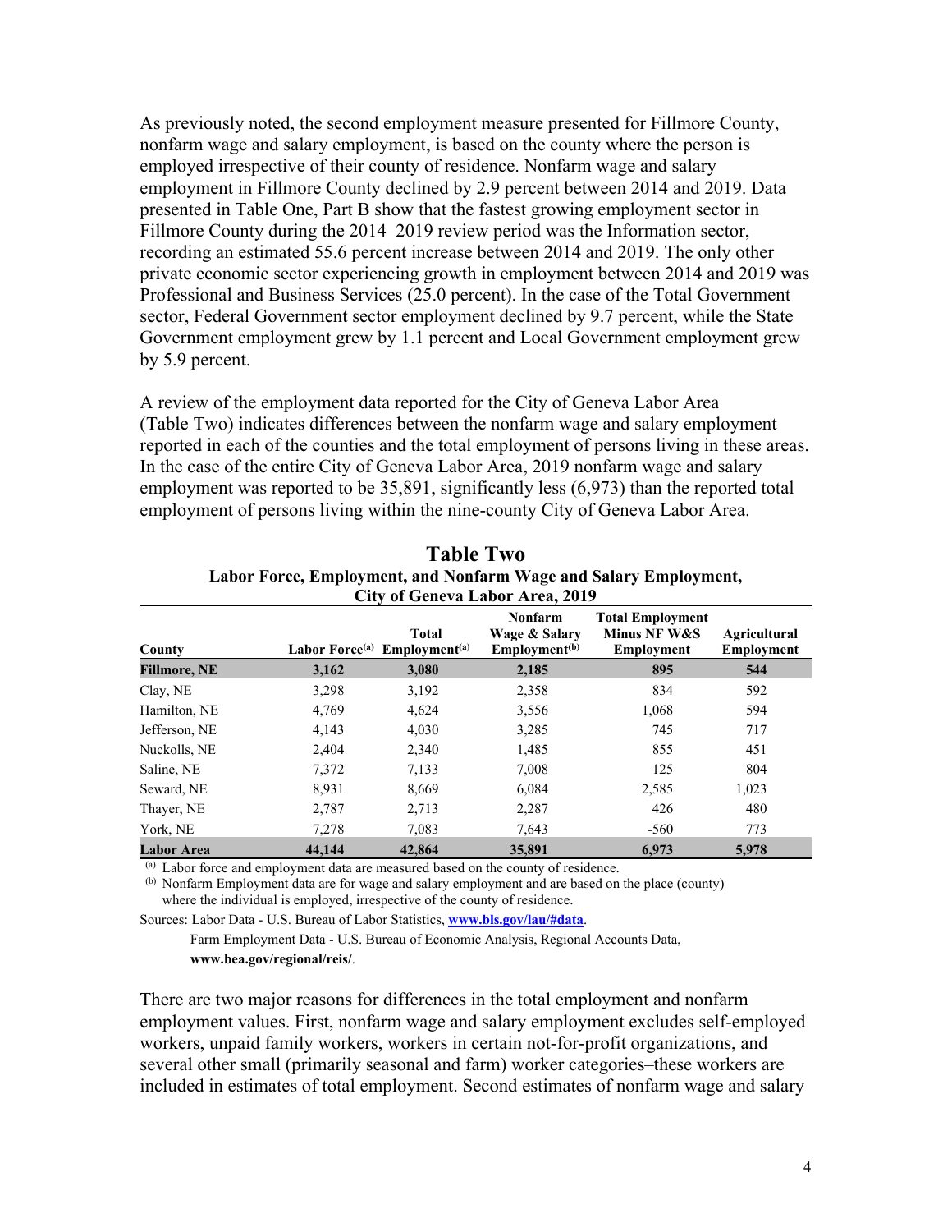As previously noted, the second employment measure presented for Fillmore County, nonfarm wage and salary employment, is based on the county where the person is employed irrespective of their county of residence. Nonfarm wage and salary employment in Fillmore County declined by 2.9 percent between 2014 and 2019. Data presented in Table One, Part B show that the fastest growing employment sector in Fillmore County during the 2014–2019 review period was the Information sector, recording an estimated 55.6 percent increase between 2014 and 2019. The only other private economic sector experiencing growth in employment between 2014 and 2019 was Professional and Business Services (25.0 percent). In the case of the Total Government sector, Federal Government sector employment declined by 9.7 percent, while the State Government employment grew by 1.1 percent and Local Government employment grew by 5.9 percent.

A review of the employment data reported for the City of Geneva Labor Area (Table Two) indicates differences between the nonfarm wage and salary employment reported in each of the counties and the total employment of persons living in these areas. In the case of the entire City of Geneva Labor Area, 2019 nonfarm wage and salary employment was reported to be 35,891, significantly less (6,973) than the reported total employment of persons living within the nine-county City of Geneva Labor Area.

## Table Two

**Labor Force, Employment, and Nonfarm Wage and Salary Employment, City of Geneva Labor Area, 2019**

| County | Labor Force[(a)] | Total Employment[(a)] | Nonfarm Wage & Salary Employment[(b)] | Total Employment Minus NF W&S Employment | Agricultural Employment |
|---|---|---|---|---|---|
| **Fillmore, NE** | **3,162** | **3,080** | **2,185** | **895** | **544** |
| Clay, NE | 3,298 | 3,192 | 2,358 | 834 | 592 |
| Hamilton, NE | 4,769 | 4,624 | 3,556 | 1,068 | 594 |
| Jefferson, NE | 4,143 | 4,030 | 3,285 | 745 | 717 |
| Nuckolls, NE | 2,404 | 2,340 | 1,485 | 855 | 451 |
| Saline, NE | 7,372 | 7,133 | 7,008 | 125 | 804 |
| Seward, NE | 8,931 | 8,669 | 6,084 | 2,585 | 1,023 |
| Thayer, NE | 2,787 | 2,713 | 2,287 | 426 | 480 |
| York, NE | 7,278 | 7,083 | 7,643 | -560 | 773 |
| **Labor Area** | **44,144** | **42,864** | **35,891** | **6,973** | **5,978** |

[(a)] Labor force and employment data are measured based on the county of residence.
[(b)] Nonfarm Employment data are for wage and salary employment and are based on the place (county) where the individual is employed, irrespective of the county of residence.

Sources: Labor Data - U.S. Bureau of Labor Statistics, **www.bls.gov/lau/#data**.
Farm Employment Data - U.S. Bureau of Economic Analysis, Regional Accounts Data, **www.bea.gov/regional/reis/**.

There are two major reasons for differences in the total employment and nonfarm employment values. First, nonfarm wage and salary employment excludes self-employed workers, unpaid family workers, workers in certain not-for-profit organizations, and several other small (primarily seasonal and farm) worker categories–these workers are included in estimates of total employment. Second estimates of nonfarm wage and salary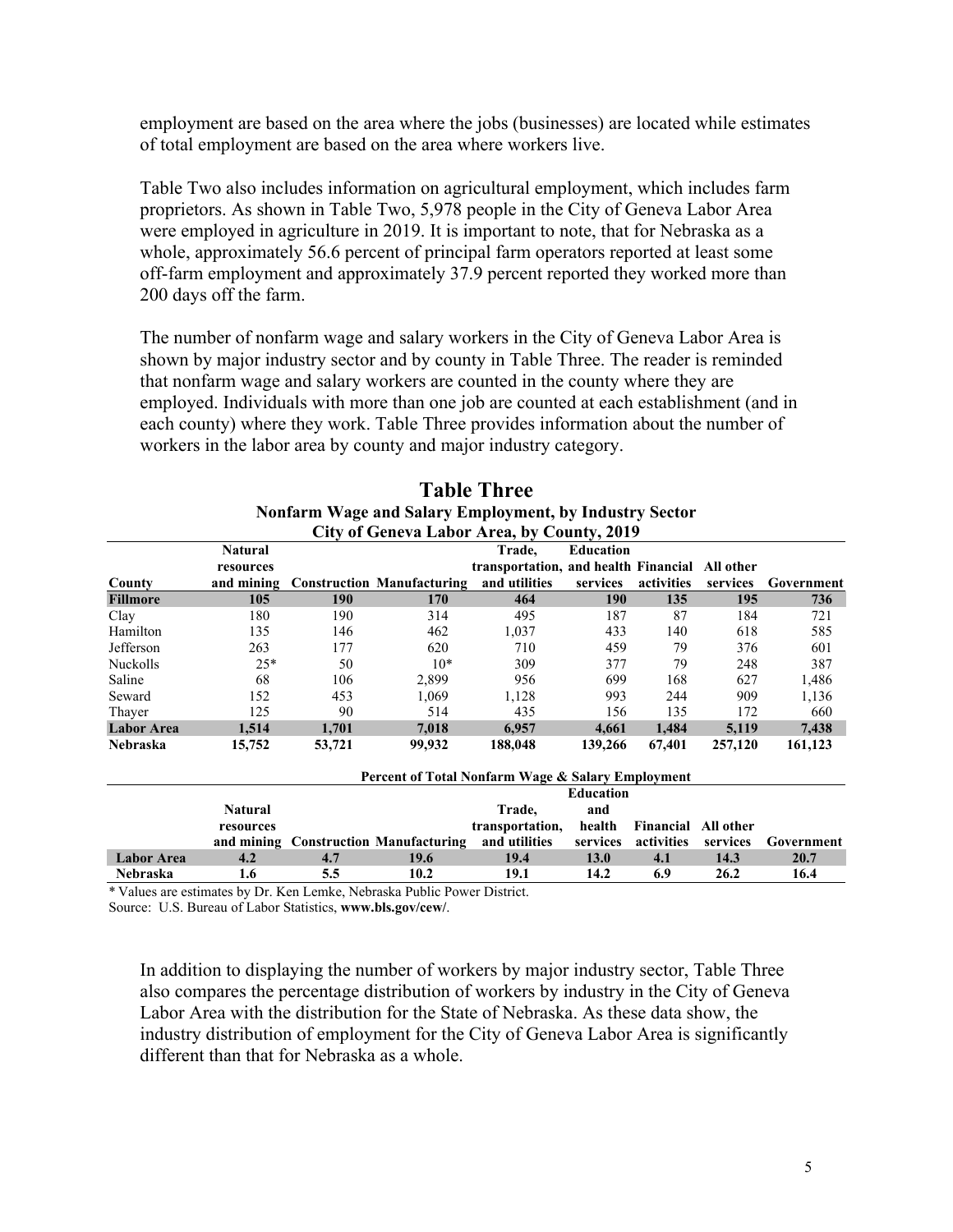employment are based on the area where the jobs (businesses) are located while estimates of total employment are based on the area where workers live.

Table Two also includes information on agricultural employment, which includes farm proprietors. As shown in Table Two, 5,978 people in the City of Geneva Labor Area were employed in agriculture in 2019. It is important to note, that for Nebraska as a whole, approximately 56.6 percent of principal farm operators reported at least some off-farm employment and approximately 37.9 percent reported they worked more than 200 days off the farm.

The number of nonfarm wage and salary workers in the City of Geneva Labor Area is shown by major industry sector and by county in Table Three. The reader is reminded that nonfarm wage and salary workers are counted in the county where they are employed. Individuals with more than one job are counted at each establishment (and in each county) where they work. Table Three provides information about the number of workers in the labor area by county and major industry category.

## Table Three

**Nonfarm Wage and Salary Employment, by Industry Sector**
**City of Geneva Labor Area, by County, 2019**

| County | Natural resources and mining | Construction | Manufacturing | Trade, transportation, and utilities | Education and health services | Financial activities | All other services | Government |
|---|---|---|---|---|---|---|---|---|
| **Fillmore** | **105** | **190** | **170** | **464** | **190** | **135** | **195** | **736** |
| Clay | 180 | 190 | 314 | 495 | 187 | 87 | 184 | 721 |
| Hamilton | 135 | 146 | 462 | 1,037 | 433 | 140 | 618 | 585 |
| Jefferson | 263 | 177 | 620 | 710 | 459 | 79 | 376 | 601 |
| Nuckolls | 25* | 50 | 10* | 309 | 377 | 79 | 248 | 387 |
| Saline | 68 | 106 | 2,899 | 956 | 699 | 168 | 627 | 1,486 |
| Seward | 152 | 453 | 1,069 | 1,128 | 993 | 244 | 909 | 1,136 |
| Thayer | 125 | 90 | 514 | 435 | 156 | 135 | 172 | 660 |
| **Labor Area** | **1,514** | **1,701** | **7,018** | **6,957** | **4,661** | **1,484** | **5,119** | **7,438** |
| **Nebraska** | **15,752** | **53,721** | **99,932** | **188,048** | **139,266** | **67,401** | **257,120** | **161,123** |

**Percent of Total Nonfarm Wage & Salary Employment**

| | Natural resources and mining | Construction | Manufacturing | Trade, transportation, and utilities | Education and health services | Financial activities | All other services | Government |
|---|---|---|---|---|---|---|---|---|
| **Labor Area** | **4.2** | **4.7** | **19.6** | **19.4** | **13.0** | **4.1** | **14.3** | **20.7** |
| **Nebraska** | **1.6** | **5.5** | **10.2** | **19.1** | **14.2** | **6.9** | **26.2** | **16.4** |

* Values are estimates by Dr. Ken Lemke, Nebraska Public Power District.
Source: U.S. Bureau of Labor Statistics, **www.bls.gov/cew/**.

In addition to displaying the number of workers by major industry sector, Table Three also compares the percentage distribution of workers by industry in the City of Geneva Labor Area with the distribution for the State of Nebraska. As these data show, the industry distribution of employment for the City of Geneva Labor Area is significantly different than that for Nebraska as a whole.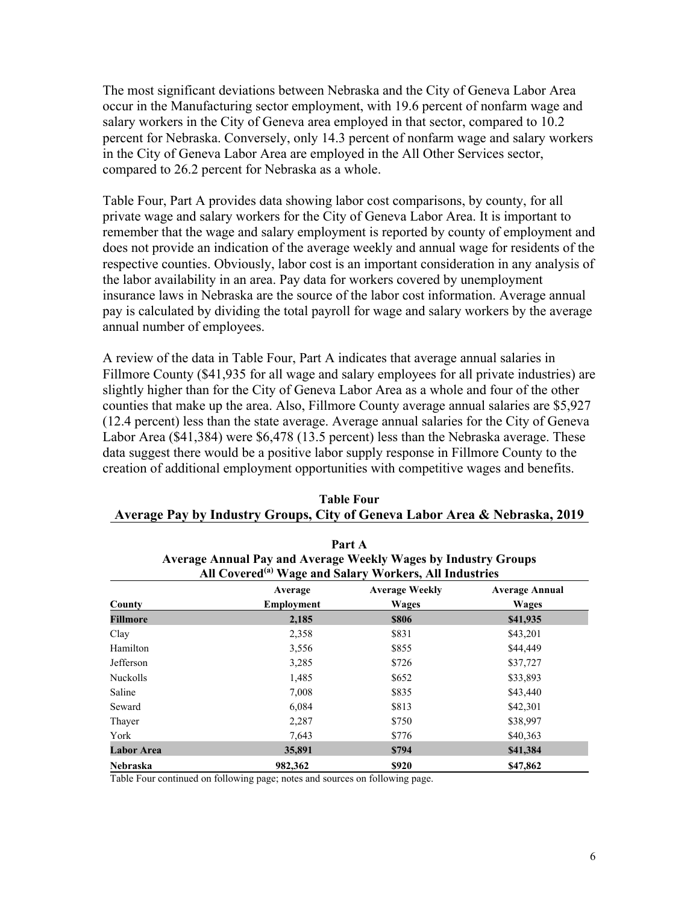The most significant deviations between Nebraska and the City of Geneva Labor Area occur in the Manufacturing sector employment, with 19.6 percent of nonfarm wage and salary workers in the City of Geneva area employed in that sector, compared to 10.2 percent for Nebraska. Conversely, only 14.3 percent of nonfarm wage and salary workers in the City of Geneva Labor Area are employed in the All Other Services sector, compared to 26.2 percent for Nebraska as a whole.

Table Four, Part A provides data showing labor cost comparisons, by county, for all private wage and salary workers for the City of Geneva Labor Area. It is important to remember that the wage and salary employment is reported by county of employment and does not provide an indication of the average weekly and annual wage for residents of the respective counties. Obviously, labor cost is an important consideration in any analysis of the labor availability in an area. Pay data for workers covered by unemployment insurance laws in Nebraska are the source of the labor cost information. Average annual pay is calculated by dividing the total payroll for wage and salary workers by the average annual number of employees.

A review of the data in Table Four, Part A indicates that average annual salaries in Fillmore County ($41,935 for all wage and salary employees for all private industries) are slightly higher than for the City of Geneva Labor Area as a whole and four of the other counties that make up the area. Also, Fillmore County average annual salaries are $5,927 (12.4 percent) less than the state average. Average annual salaries for the City of Geneva Labor Area ($41,384) were $6,478 (13.5 percent) less than the Nebraska average. These data suggest there would be a positive labor supply response in Fillmore County to the creation of additional employment opportunities with competitive wages and benefits.

**Table Four**
**Average Pay by Industry Groups, City of Geneva Labor Area & Nebraska, 2019**

**Part A**
**Average Annual Pay and Average Weekly Wages by Industry Groups**
**All Covered[(a)] Wage and Salary Workers, All Industries**

| County | Average Employment | Average Weekly Wages | Average Annual Wages |
|---|---|---|---|
| **Fillmore** | **2,185** | **$806** | **$41,935** |
| Clay | 2,358 | $831 | $43,201 |
| Hamilton | 3,556 | $855 | $44,449 |
| Jefferson | 3,285 | $726 | $37,727 |
| Nuckolls | 1,485 | $652 | $33,893 |
| Saline | 7,008 | $835 | $43,440 |
| Seward | 6,084 | $813 | $42,301 |
| Thayer | 2,287 | $750 | $38,997 |
| York | 7,643 | $776 | $40,363 |
| **Labor Area** | **35,891** | **$794** | **$41,384** |
| **Nebraska** | **982,362** | **$920** | **$47,862** |

Table Four continued on following page; notes and sources on following page.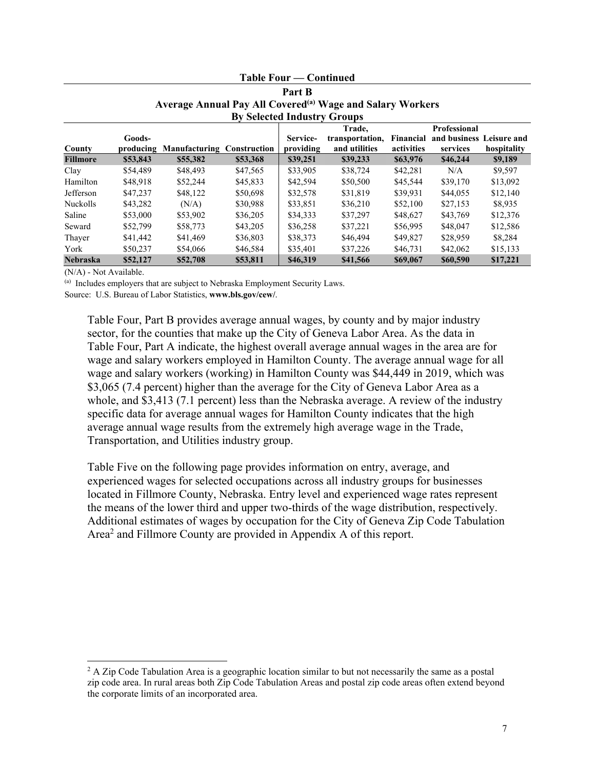**Table Four — Continued**

**Part B**

**Average Annual Pay All Covered[(a)] Wage and Salary Workers**

**By Selected Industry Groups**

| County | Goods-producing | Manufacturing | Construction | Service-providing | Trade, transportation, and utilities | Financial activities | Professional and business services | Leisure and hospitality |
|---|---|---|---|---|---|---|---|---|
| **Fillmore** | **$53,843** | **$55,382** | **$53,368** | **$39,251** | **$39,233** | **$63,976** | **$46,244** | **$9,189** |
| Clay | $54,489 | $48,493 | $47,565 | $33,905 | $38,724 | $42,281 | N/A | $9,597 |
| Hamilton | $48,918 | $52,244 | $45,833 | $42,594 | $50,500 | $45,544 | $39,170 | $13,092 |
| Jefferson | $47,237 | $48,122 | $50,698 | $32,578 | $31,819 | $39,931 | $44,055 | $12,140 |
| Nuckolls | $43,282 | (N/A) | $30,988 | $33,851 | $36,210 | $52,100 | $27,153 | $8,935 |
| Saline | $53,000 | $53,902 | $36,205 | $34,333 | $37,297 | $48,627 | $43,769 | $12,376 |
| Seward | $52,799 | $58,773 | $43,205 | $36,258 | $37,221 | $56,995 | $48,047 | $12,586 |
| Thayer | $41,442 | $41,469 | $36,803 | $38,373 | $46,494 | $49,827 | $28,959 | $8,284 |
| York | $50,237 | $54,066 | $46,584 | $35,401 | $37,226 | $46,731 | $42,062 | $15,133 |
| **Nebraska** | **$52,127** | **$52,708** | **$53,811** | **$46,319** | **$41,566** | **$69,067** | **$60,590** | **$17,221** |

(N/A) - Not Available.

(a) Includes employers that are subject to Nebraska Employment Security Laws.

Source: U.S. Bureau of Labor Statistics, **www.bls.gov/cew/**.

Table Four, Part B provides average annual wages, by county and by major industry sector, for the counties that make up the City of Geneva Labor Area. As the data in Table Four, Part A indicate, the highest overall average annual wages in the area are for wage and salary workers employed in Hamilton County. The average annual wage for all wage and salary workers (working) in Hamilton County was $44,449 in 2019, which was $3,065 (7.4 percent) higher than the average for the City of Geneva Labor Area as a whole, and $3,413 (7.1 percent) less than the Nebraska average. A review of the industry specific data for average annual wages for Hamilton County indicates that the high average annual wage results from the extremely high average wage in the Trade, Transportation, and Utilities industry group.

Table Five on the following page provides information on entry, average, and experienced wages for selected occupations across all industry groups for businesses located in Fillmore County, Nebraska. Entry level and experienced wage rates represent the means of the lower third and upper two-thirds of the wage distribution, respectively. Additional estimates of wages by occupation for the City of Geneva Zip Code Tabulation Area[2] and Fillmore County are provided in Appendix A of this report.

[2] A Zip Code Tabulation Area is a geographic location similar to but not necessarily the same as a postal zip code area. In rural areas both Zip Code Tabulation Areas and postal zip code areas often extend beyond the corporate limits of an incorporated area.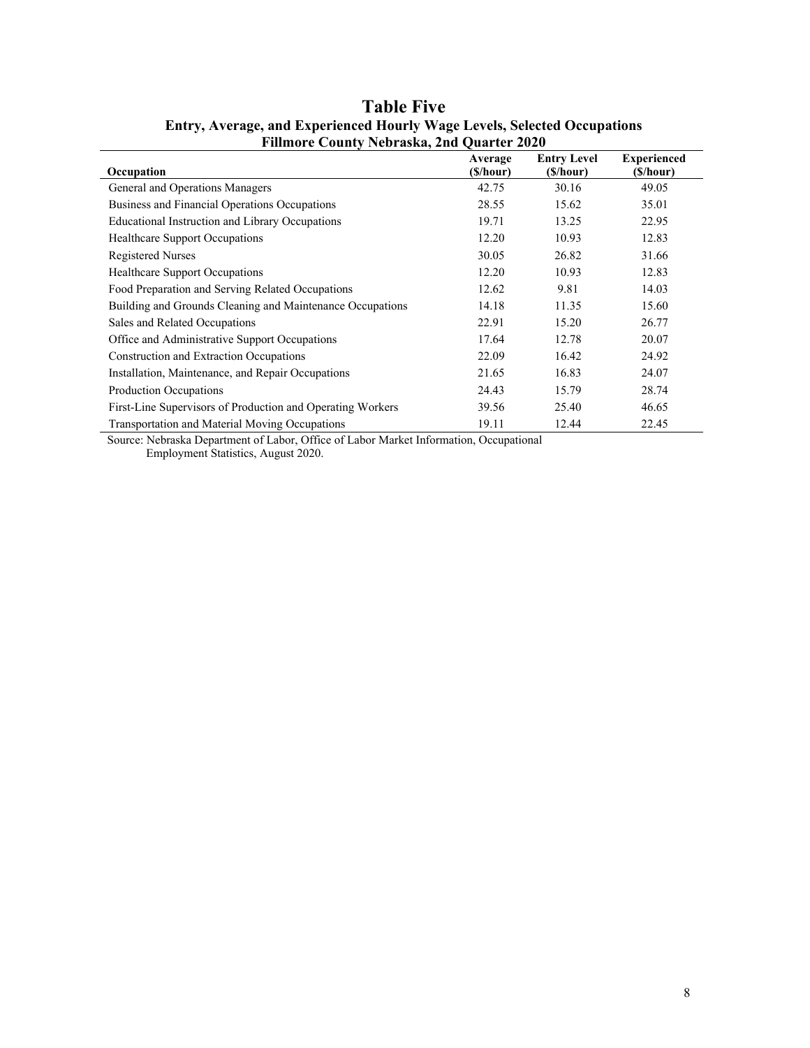# Table Five

## Entry, Average, and Experienced Hourly Wage Levels, Selected Occupations
## Fillmore County Nebraska, 2nd Quarter 2020

| Occupation | Average ($/hour) | Entry Level ($/hour) | Experienced ($/hour) |
|---|---|---|---|
| General and Operations Managers | 42.75 | 30.16 | 49.05 |
| Business and Financial Operations Occupations | 28.55 | 15.62 | 35.01 |
| Educational Instruction and Library Occupations | 19.71 | 13.25 | 22.95 |
| Healthcare Support Occupations | 12.20 | 10.93 | 12.83 |
| Registered Nurses | 30.05 | 26.82 | 31.66 |
| Healthcare Support Occupations | 12.20 | 10.93 | 12.83 |
| Food Preparation and Serving Related Occupations | 12.62 | 9.81 | 14.03 |
| Building and Grounds Cleaning and Maintenance Occupations | 14.18 | 11.35 | 15.60 |
| Sales and Related Occupations | 22.91 | 15.20 | 26.77 |
| Office and Administrative Support Occupations | 17.64 | 12.78 | 20.07 |
| Construction and Extraction Occupations | 22.09 | 16.42 | 24.92 |
| Installation, Maintenance, and Repair Occupations | 21.65 | 16.83 | 24.07 |
| Production Occupations | 24.43 | 15.79 | 28.74 |
| First-Line Supervisors of Production and Operating Workers | 39.56 | 25.40 | 46.65 |
| Transportation and Material Moving Occupations | 19.11 | 12.44 | 22.45 |

Source: Nebraska Department of Labor, Office of Labor Market Information, Occupational Employment Statistics, August 2020.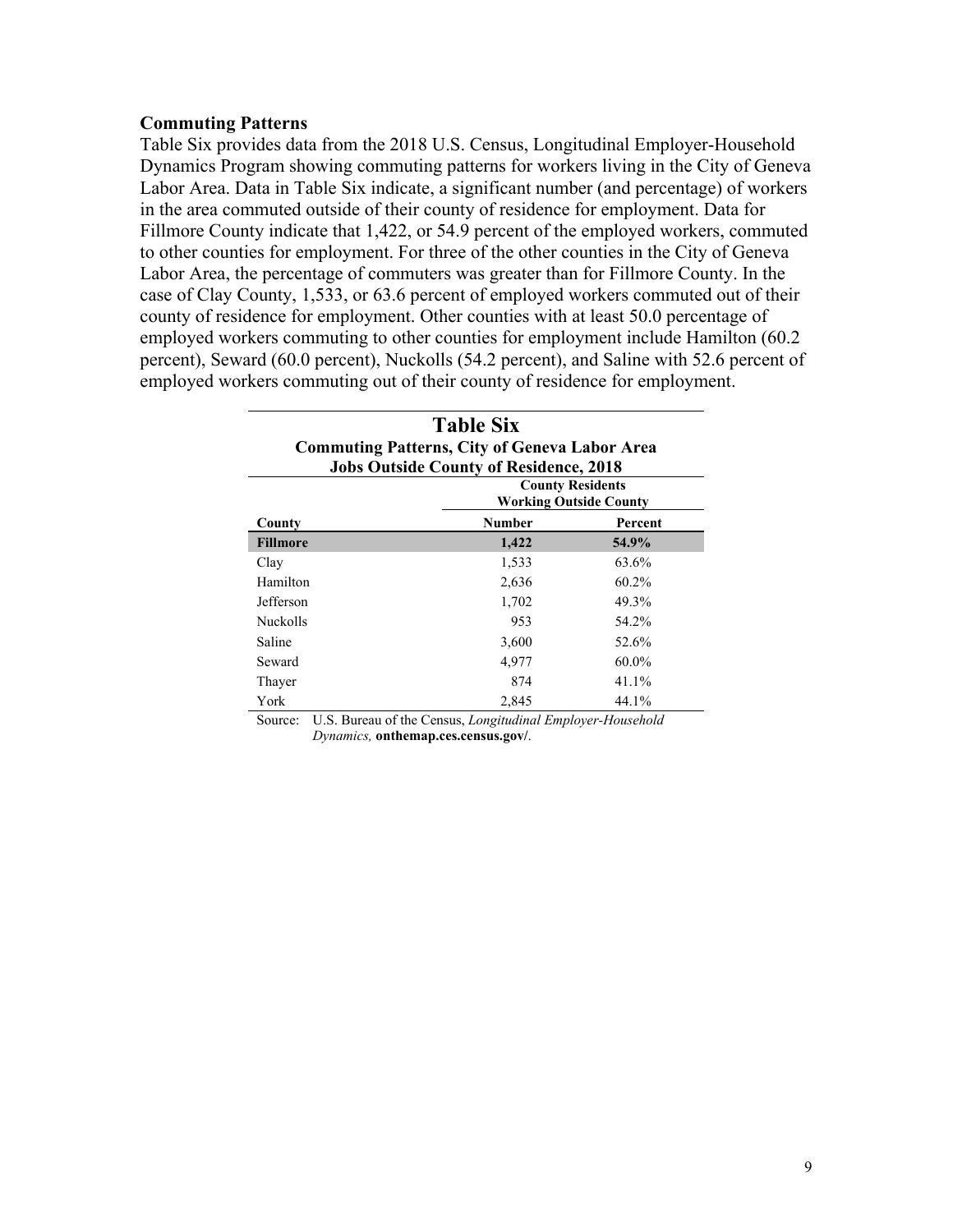### Commuting Patterns

Table Six provides data from the 2018 U.S. Census, Longitudinal Employer-Household Dynamics Program showing commuting patterns for workers living in the City of Geneva Labor Area. Data in Table Six indicate, a significant number (and percentage) of workers in the area commuted outside of their county of residence for employment. Data for Fillmore County indicate that 1,422, or 54.9 percent of the employed workers, commuted to other counties for employment. For three of the other counties in the City of Geneva Labor Area, the percentage of commuters was greater than for Fillmore County. In the case of Clay County, 1,533, or 63.6 percent of employed workers commuted out of their county of residence for employment. Other counties with at least 50.0 percentage of employed workers commuting to other counties for employment include Hamilton (60.2 percent), Seward (60.0 percent), Nuckolls (54.2 percent), and Saline with 52.6 percent of employed workers commuting out of their county of residence for employment.

**Table Six**
**Commuting Patterns, City of Geneva Labor Area**
**Jobs Outside County of Residence, 2018**

| | County Residents Working Outside County | |
|---|---|---|
| **County** | **Number** | **Percent** |
| **Fillmore** | **1,422** | **54.9%** |
| Clay | 1,533 | 63.6% |
| Hamilton | 2,636 | 60.2% |
| Jefferson | 1,702 | 49.3% |
| Nuckolls | 953 | 54.2% |
| Saline | 3,600 | 52.6% |
| Seward | 4,977 | 60.0% |
| Thayer | 874 | 41.1% |
| York | 2,845 | 44.1% |

Source: U.S. Bureau of the Census, *Longitudinal Employer-Household Dynamics,* **onthemap.ces.census.gov/**.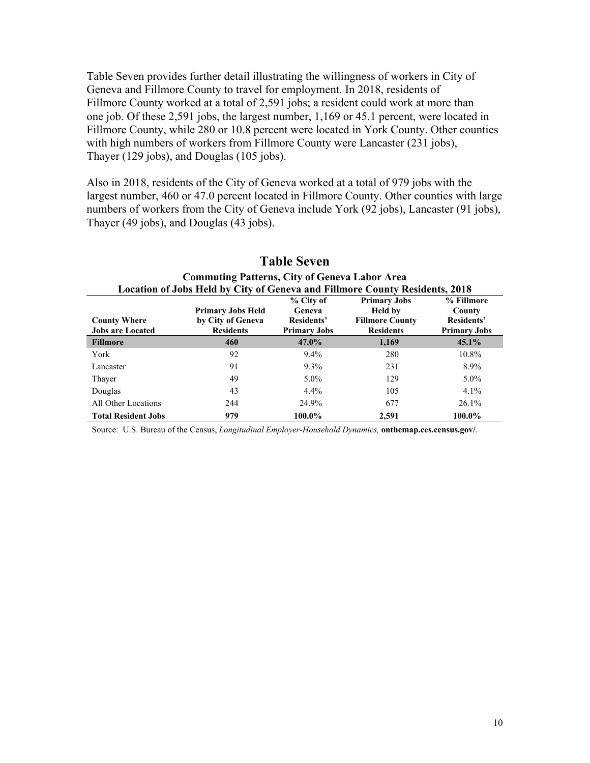Table Seven provides further detail illustrating the willingness of workers in City of Geneva and Fillmore County to travel for employment. In 2018, residents of Fillmore County worked at a total of 2,591 jobs; a resident could work at more than one job. Of these 2,591 jobs, the largest number, 1,169 or 45.1 percent, were located in Fillmore County, while 280 or 10.8 percent were located in York County. Other counties with high numbers of workers from Fillmore County were Lancaster (231 jobs), Thayer (129 jobs), and Douglas (105 jobs).

Also in 2018, residents of the City of Geneva worked at a total of 979 jobs with the largest number, 460 or 47.0 percent located in Fillmore County. Other counties with large numbers of workers from the City of Geneva include York (92 jobs), Lancaster (91 jobs), Thayer (49 jobs), and Douglas (43 jobs).

## Table Seven

**Commuting Patterns, City of Geneva Labor Area**
**Location of Jobs Held by City of Geneva and Fillmore County Residents, 2018**

| County Where Jobs are Located | Primary Jobs Held by City of Geneva Residents | % City of Geneva Residents' Primary Jobs | Primary Jobs Held by Fillmore County Residents | % Fillmore County Residents' Primary Jobs |
|---|---|---|---|---|
| **Fillmore** | **460** | **47.0%** | **1,169** | **45.1%** |
| York | 92 | 9.4% | 280 | 10.8% |
| Lancaster | 91 | 9.3% | 231 | 8.9% |
| Thayer | 49 | 5.0% | 129 | 5.0% |
| Douglas | 43 | 4.4% | 105 | 4.1% |
| All Other Locations | 244 | 24.9% | 677 | 26.1% |
| **Total Resident Jobs** | **979** | **100.0%** | **2,591** | **100.0%** |

Source: U.S. Bureau of the Census, *Longitudinal Employer-Household Dynamics,* **onthemap.ces.census.gov/**.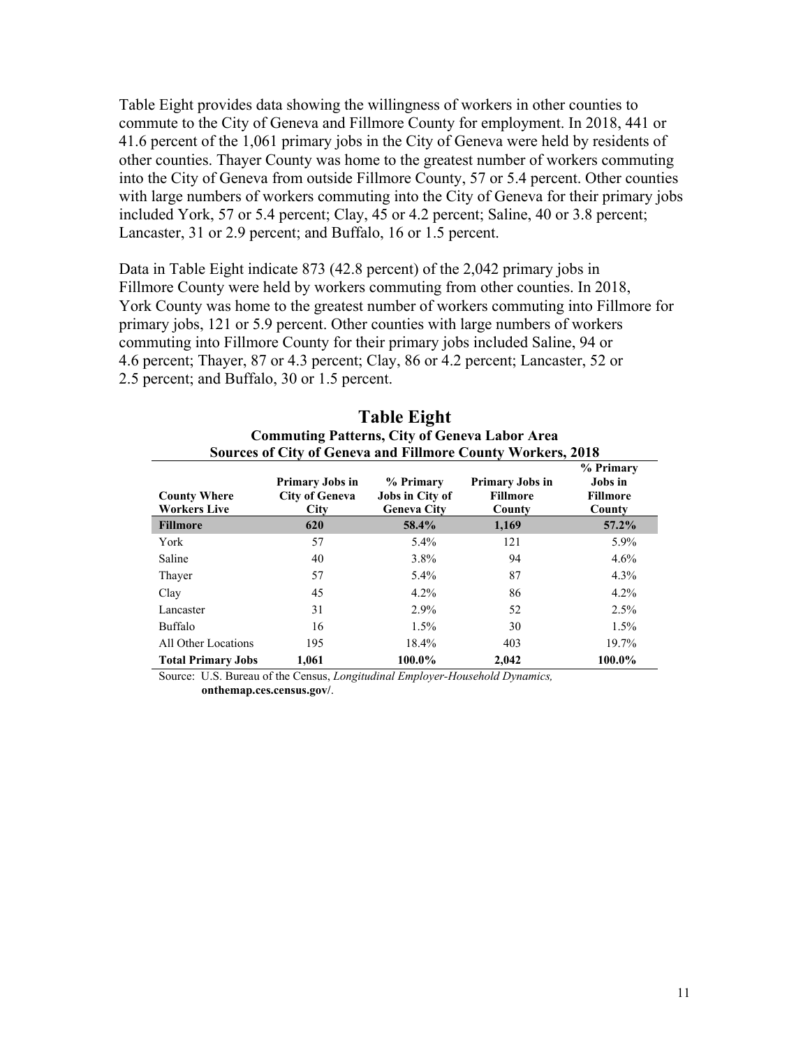Table Eight provides data showing the willingness of workers in other counties to commute to the City of Geneva and Fillmore County for employment. In 2018, 441 or 41.6 percent of the 1,061 primary jobs in the City of Geneva were held by residents of other counties. Thayer County was home to the greatest number of workers commuting into the City of Geneva from outside Fillmore County, 57 or 5.4 percent. Other counties with large numbers of workers commuting into the City of Geneva for their primary jobs included York, 57 or 5.4 percent; Clay, 45 or 4.2 percent; Saline, 40 or 3.8 percent; Lancaster, 31 or 2.9 percent; and Buffalo, 16 or 1.5 percent.

Data in Table Eight indicate 873 (42.8 percent) of the 2,042 primary jobs in Fillmore County were held by workers commuting from other counties. In 2018, York County was home to the greatest number of workers commuting into Fillmore for primary jobs, 121 or 5.9 percent. Other counties with large numbers of workers commuting into Fillmore County for their primary jobs included Saline, 94 or 4.6 percent; Thayer, 87 or 4.3 percent; Clay, 86 or 4.2 percent; Lancaster, 52 or 2.5 percent; and Buffalo, 30 or 1.5 percent.

## Table Eight

**Commuting Patterns, City of Geneva Labor Area**
**Sources of City of Geneva and Fillmore County Workers, 2018**

| County Where Workers Live | Primary Jobs in City of Geneva City | % Primary Jobs in City of Geneva City | Primary Jobs in Fillmore County | % Primary Jobs in Fillmore County |
|---|---|---|---|---|
| **Fillmore** | **620** | **58.4%** | **1,169** | **57.2%** |
| York | 57 | 5.4% | 121 | 5.9% |
| Saline | 40 | 3.8% | 94 | 4.6% |
| Thayer | 57 | 5.4% | 87 | 4.3% |
| Clay | 45 | 4.2% | 86 | 4.2% |
| Lancaster | 31 | 2.9% | 52 | 2.5% |
| Buffalo | 16 | 1.5% | 30 | 1.5% |
| All Other Locations | 195 | 18.4% | 403 | 19.7% |
| **Total Primary Jobs** | **1,061** | **100.0%** | **2,042** | **100.0%** |

Source: U.S. Bureau of the Census, *Longitudinal Employer-Household Dynamics,* **onthemap.ces.census.gov/**.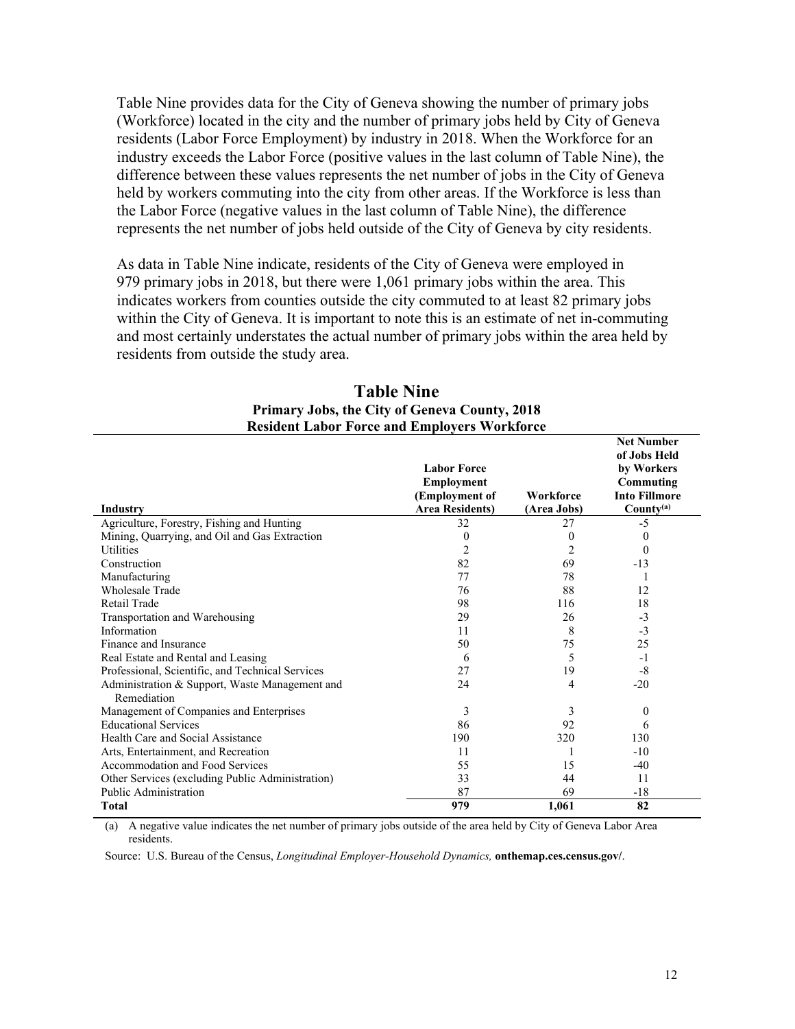Table Nine provides data for the City of Geneva showing the number of primary jobs (Workforce) located in the city and the number of primary jobs held by City of Geneva residents (Labor Force Employment) by industry in 2018. When the Workforce for an industry exceeds the Labor Force (positive values in the last column of Table Nine), the difference between these values represents the net number of jobs in the City of Geneva held by workers commuting into the city from other areas. If the Workforce is less than the Labor Force (negative values in the last column of Table Nine), the difference represents the net number of jobs held outside of the City of Geneva by city residents.

As data in Table Nine indicate, residents of the City of Geneva were employed in 979 primary jobs in 2018, but there were 1,061 primary jobs within the area. This indicates workers from counties outside the city commuted to at least 82 primary jobs within the City of Geneva. It is important to note this is an estimate of net in-commuting and most certainly understates the actual number of primary jobs within the area held by residents from outside the study area.

## Table Nine

**Primary Jobs, the City of Geneva County, 2018**
**Resident Labor Force and Employers Workforce**

| Industry | Labor Force Employment (Employment of Area Residents) | Workforce (Area Jobs) | Net Number of Jobs Held by Workers Commuting Into Fillmore County[(a)] |
|---|---|---|---|
| Agriculture, Forestry, Fishing and Hunting | 32 | 27 | -5 |
| Mining, Quarrying, and Oil and Gas Extraction | 0 | 0 | 0 |
| Utilities | 2 | 2 | 0 |
| Construction | 82 | 69 | -13 |
| Manufacturing | 77 | 78 | 1 |
| Wholesale Trade | 76 | 88 | 12 |
| Retail Trade | 98 | 116 | 18 |
| Transportation and Warehousing | 29 | 26 | -3 |
| Information | 11 | 8 | -3 |
| Finance and Insurance | 50 | 75 | 25 |
| Real Estate and Rental and Leasing | 6 | 5 | -1 |
| Professional, Scientific, and Technical Services | 27 | 19 | -8 |
| Administration & Support, Waste Management and Remediation | 24 | 4 | -20 |
| Management of Companies and Enterprises | 3 | 3 | 0 |
| Educational Services | 86 | 92 | 6 |
| Health Care and Social Assistance | 190 | 320 | 130 |
| Arts, Entertainment, and Recreation | 11 | 1 | -10 |
| Accommodation and Food Services | 55 | 15 | -40 |
| Other Services (excluding Public Administration) | 33 | 44 | 11 |
| Public Administration | 87 | 69 | -18 |
| **Total** | **979** | **1,061** | **82** |

(a) A negative value indicates the net number of primary jobs outside of the area held by City of Geneva Labor Area residents.

Source: U.S. Bureau of the Census, *Longitudinal Employer-Household Dynamics,* **onthemap.ces.census.gov/**.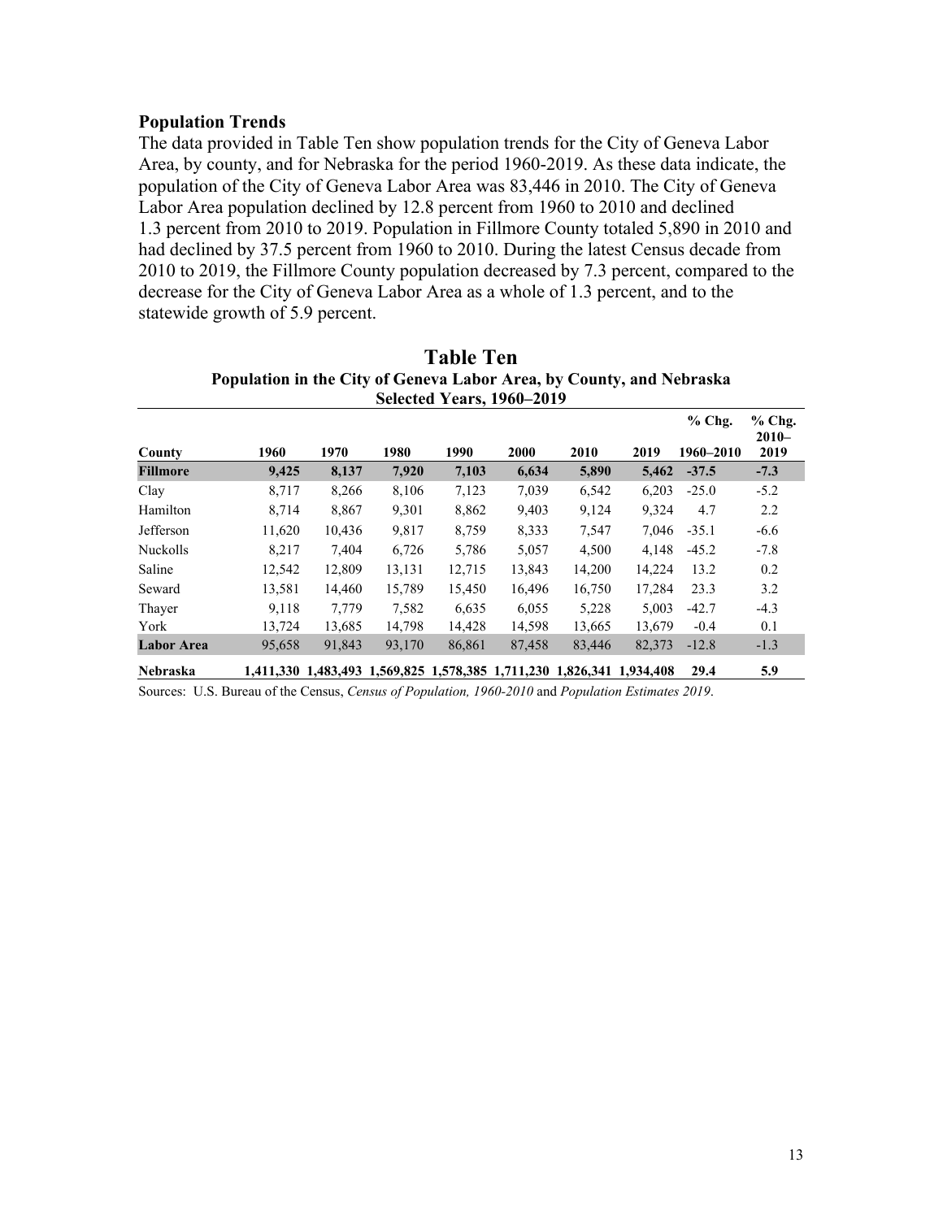## Population Trends

The data provided in Table Ten show population trends for the City of Geneva Labor Area, by county, and for Nebraska for the period 1960-2019. As these data indicate, the population of the City of Geneva Labor Area was 83,446 in 2010. The City of Geneva Labor Area population declined by 12.8 percent from 1960 to 2010 and declined 1.3 percent from 2010 to 2019. Population in Fillmore County totaled 5,890 in 2010 and had declined by 37.5 percent from 1960 to 2010. During the latest Census decade from 2010 to 2019, the Fillmore County population decreased by 7.3 percent, compared to the decrease for the City of Geneva Labor Area as a whole of 1.3 percent, and to the statewide growth of 5.9 percent.

**Table Ten**

**Population in the City of Geneva Labor Area, by County, and Nebraska**
**Selected Years, 1960–2019**

| County | 1960 | 1970 | 1980 | 1990 | 2000 | 2010 | 2019 | % Chg. 1960–2010 | % Chg. 2010–2019 |
|---|---|---|---|---|---|---|---|---|---|
| **Fillmore** | **9,425** | **8,137** | **7,920** | **7,103** | **6,634** | **5,890** | **5,462** | **-37.5** | **-7.3** |
| Clay | 8,717 | 8,266 | 8,106 | 7,123 | 7,039 | 6,542 | 6,203 | -25.0 | -5.2 |
| Hamilton | 8,714 | 8,867 | 9,301 | 8,862 | 9,403 | 9,124 | 9,324 | 4.7 | 2.2 |
| Jefferson | 11,620 | 10,436 | 9,817 | 8,759 | 8,333 | 7,547 | 7,046 | -35.1 | -6.6 |
| Nuckolls | 8,217 | 7,404 | 6,726 | 5,786 | 5,057 | 4,500 | 4,148 | -45.2 | -7.8 |
| Saline | 12,542 | 12,809 | 13,131 | 12,715 | 13,843 | 14,200 | 14,224 | 13.2 | 0.2 |
| Seward | 13,581 | 14,460 | 15,789 | 15,450 | 16,496 | 16,750 | 17,284 | 23.3 | 3.2 |
| Thayer | 9,118 | 7,779 | 7,582 | 6,635 | 6,055 | 5,228 | 5,003 | -42.7 | -4.3 |
| York | 13,724 | 13,685 | 14,798 | 14,428 | 14,598 | 13,665 | 13,679 | -0.4 | 0.1 |
| **Labor Area** | 95,658 | 91,843 | 93,170 | 86,861 | 87,458 | 83,446 | 82,373 | -12.8 | -1.3 |
| **Nebraska** | **1,411,330** | **1,483,493** | **1,569,825** | **1,578,385** | **1,711,230** | **1,826,341** | **1,934,408** | **29.4** | **5.9** |

Sources: U.S. Bureau of the Census, *Census of Population, 1960-2010* and *Population Estimates 2019*.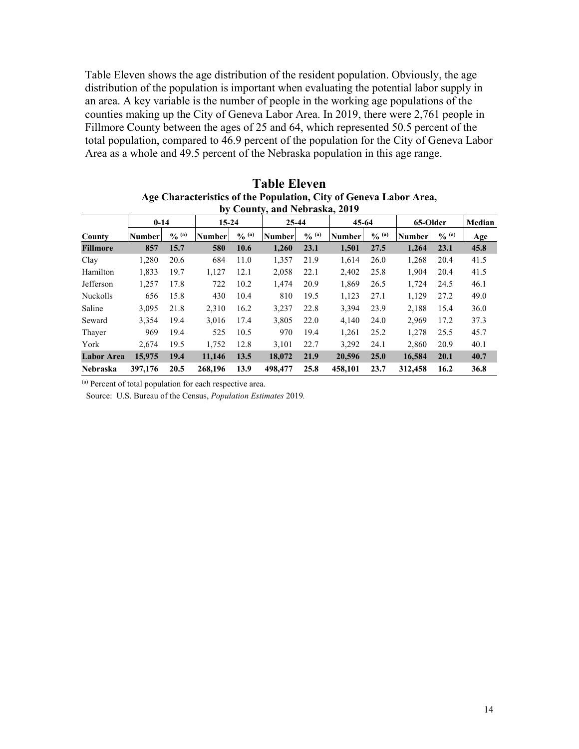Table Eleven shows the age distribution of the resident population. Obviously, the age distribution of the population is important when evaluating the potential labor supply in an area. A key variable is the number of people in the working age populations of the counties making up the City of Geneva Labor Area. In 2019, there were 2,761 people in Fillmore County between the ages of 25 and 64, which represented 50.5 percent of the total population, compared to 46.9 percent of the population for the City of Geneva Labor Area as a whole and 49.5 percent of the Nebraska population in this age range.

## Table Eleven

**Age Characteristics of the Population, City of Geneva Labor Area, by County, and Nebraska, 2019**

| | 0-14 | | 15-24 | | 25-44 | | 45-64 | | 65-Older | | Median |
|---|---|---|---|---|---|---|---|---|---|---|---|
| **County** | **Number** | **% [(a)]** | **Number** | **% [(a)]** | **Number** | **% [(a)]** | **Number** | **% [(a)]** | **Number** | **% [(a)]** | **Age** |
| **Fillmore** | **857** | **15.7** | **580** | **10.6** | **1,260** | **23.1** | **1,501** | **27.5** | **1,264** | **23.1** | **45.8** |
| Clay | 1,280 | 20.6 | 684 | 11.0 | 1,357 | 21.9 | 1,614 | 26.0 | 1,268 | 20.4 | 41.5 |
| Hamilton | 1,833 | 19.7 | 1,127 | 12.1 | 2,058 | 22.1 | 2,402 | 25.8 | 1,904 | 20.4 | 41.5 |
| Jefferson | 1,257 | 17.8 | 722 | 10.2 | 1,474 | 20.9 | 1,869 | 26.5 | 1,724 | 24.5 | 46.1 |
| Nuckolls | 656 | 15.8 | 430 | 10.4 | 810 | 19.5 | 1,123 | 27.1 | 1,129 | 27.2 | 49.0 |
| Saline | 3,095 | 21.8 | 2,310 | 16.2 | 3,237 | 22.8 | 3,394 | 23.9 | 2,188 | 15.4 | 36.0 |
| Seward | 3,354 | 19.4 | 3,016 | 17.4 | 3,805 | 22.0 | 4,140 | 24.0 | 2,969 | 17.2 | 37.3 |
| Thayer | 969 | 19.4 | 525 | 10.5 | 970 | 19.4 | 1,261 | 25.2 | 1,278 | 25.5 | 45.7 |
| York | 2,674 | 19.5 | 1,752 | 12.8 | 3,101 | 22.7 | 3,292 | 24.1 | 2,860 | 20.9 | 40.1 |
| **Labor Area** | **15,975** | **19.4** | **11,146** | **13.5** | **18,072** | **21.9** | **20,596** | **25.0** | **16,584** | **20.1** | **40.7** |
| **Nebraska** | **397,176** | **20.5** | **268,196** | **13.9** | **498,477** | **25.8** | **458,101** | **23.7** | **312,458** | **16.2** | **36.8** |

[(a)] Percent of total population for each respective area.

Source: U.S. Bureau of the Census, *Population Estimates* 2019.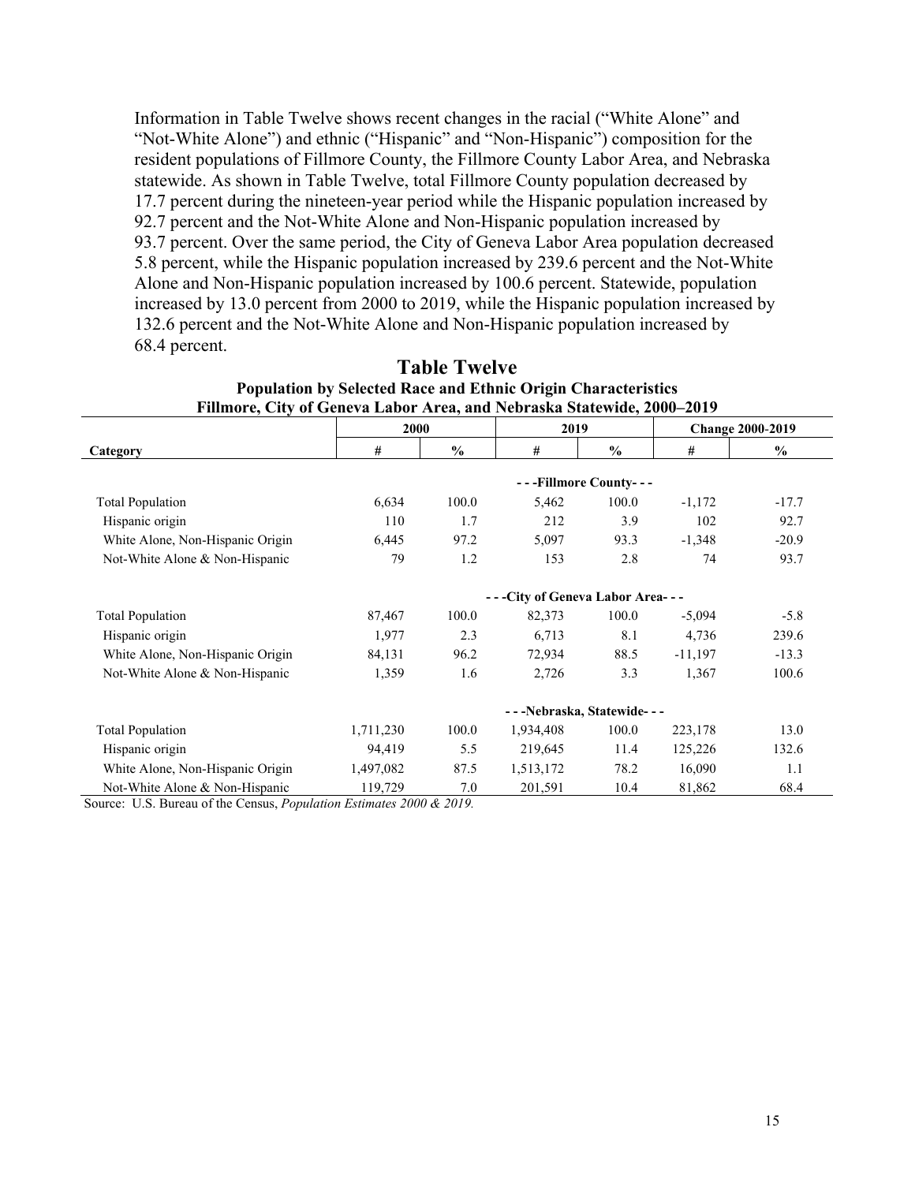Information in Table Twelve shows recent changes in the racial ("White Alone" and "Not-White Alone") and ethnic ("Hispanic" and "Non-Hispanic") composition for the resident populations of Fillmore County, the Fillmore County Labor Area, and Nebraska statewide. As shown in Table Twelve, total Fillmore County population decreased by 17.7 percent during the nineteen-year period while the Hispanic population increased by 92.7 percent and the Not-White Alone and Non-Hispanic population increased by 93.7 percent. Over the same period, the City of Geneva Labor Area population decreased 5.8 percent, while the Hispanic population increased by 239.6 percent and the Not-White Alone and Non-Hispanic population increased by 100.6 percent. Statewide, population increased by 13.0 percent from 2000 to 2019, while the Hispanic population increased by 132.6 percent and the Not-White Alone and Non-Hispanic population increased by 68.4 percent.

## Table Twelve

**Population by Selected Race and Ethnic Origin Characteristics**
**Fillmore, City of Geneva Labor Area, and Nebraska Statewide, 2000–2019**

| | 2000 | | 2019 | | Change 2000-2019 | |
|---|---|---|---|---|---|---|
| **Category** | **#** | **%** | **#** | **%** | **#** | **%** |
| | | | - - -Fillmore County- - - | | | |
| Total Population | 6,634 | 100.0 | 5,462 | 100.0 | -1,172 | -17.7 |
| Hispanic origin | 110 | 1.7 | 212 | 3.9 | 102 | 92.7 |
| White Alone, Non-Hispanic Origin | 6,445 | 97.2 | 5,097 | 93.3 | -1,348 | -20.9 |
| Not-White Alone & Non-Hispanic | 79 | 1.2 | 153 | 2.8 | 74 | 93.7 |
| | | | - - -City of Geneva Labor Area- - - | | | |
| Total Population | 87,467 | 100.0 | 82,373 | 100.0 | -5,094 | -5.8 |
| Hispanic origin | 1,977 | 2.3 | 6,713 | 8.1 | 4,736 | 239.6 |
| White Alone, Non-Hispanic Origin | 84,131 | 96.2 | 72,934 | 88.5 | -11,197 | -13.3 |
| Not-White Alone & Non-Hispanic | 1,359 | 1.6 | 2,726 | 3.3 | 1,367 | 100.6 |
| | | | - - -Nebraska, Statewide- - - | | | |
| Total Population | 1,711,230 | 100.0 | 1,934,408 | 100.0 | 223,178 | 13.0 |
| Hispanic origin | 94,419 | 5.5 | 219,645 | 11.4 | 125,226 | 132.6 |
| White Alone, Non-Hispanic Origin | 1,497,082 | 87.5 | 1,513,172 | 78.2 | 16,090 | 1.1 |
| Not-White Alone & Non-Hispanic | 119,729 | 7.0 | 201,591 | 10.4 | 81,862 | 68.4 |

Source: U.S. Bureau of the Census, *Population Estimates 2000 & 2019.*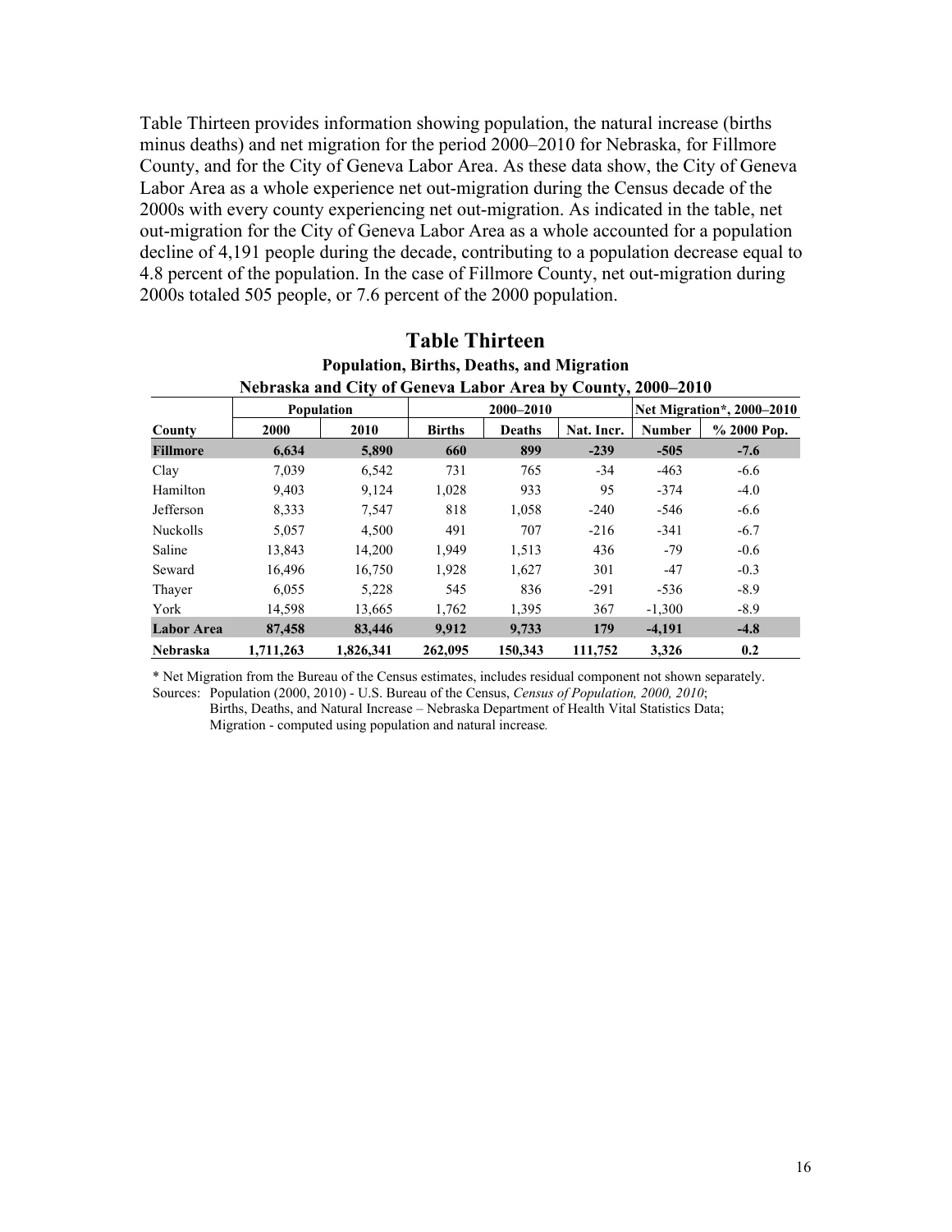Table Thirteen provides information showing population, the natural increase (births minus deaths) and net migration for the period 2000–2010 for Nebraska, for Fillmore County, and for the City of Geneva Labor Area. As these data show, the City of Geneva Labor Area as a whole experience net out-migration during the Census decade of the 2000s with every county experiencing net out-migration. As indicated in the table, net out-migration for the City of Geneva Labor Area as a whole accounted for a population decline of 4,191 people during the decade, contributing to a population decrease equal to 4.8 percent of the population. In the case of Fillmore County, net out-migration during 2000s totaled 505 people, or 7.6 percent of the 2000 population.

## Table Thirteen

**Population, Births, Deaths, and Migration**

**Nebraska and City of Geneva Labor Area by County, 2000–2010**

| | Population | | 2000–2010 | | | Net Migration*, 2000–2010 | |
|---|---|---|---|---|---|---|---|
| **County** | **2000** | **2010** | **Births** | **Deaths** | **Nat. Incr.** | **Number** | **% 2000 Pop.** |
| **Fillmore** | **6,634** | **5,890** | **660** | **899** | **-239** | **-505** | **-7.6** |
| Clay | 7,039 | 6,542 | 731 | 765 | -34 | -463 | -6.6 |
| Hamilton | 9,403 | 9,124 | 1,028 | 933 | 95 | -374 | -4.0 |
| Jefferson | 8,333 | 7,547 | 818 | 1,058 | -240 | -546 | -6.6 |
| Nuckolls | 5,057 | 4,500 | 491 | 707 | -216 | -341 | -6.7 |
| Saline | 13,843 | 14,200 | 1,949 | 1,513 | 436 | -79 | -0.6 |
| Seward | 16,496 | 16,750 | 1,928 | 1,627 | 301 | -47 | -0.3 |
| Thayer | 6,055 | 5,228 | 545 | 836 | -291 | -536 | -8.9 |
| York | 14,598 | 13,665 | 1,762 | 1,395 | 367 | -1,300 | -8.9 |
| **Labor Area** | **87,458** | **83,446** | **9,912** | **9,733** | **179** | **-4,191** | **-4.8** |
| **Nebraska** | **1,711,263** | **1,826,341** | **262,095** | **150,343** | **111,752** | **3,326** | **0.2** |

* Net Migration from the Bureau of the Census estimates, includes residual component not shown separately.

Sources: Population (2000, 2010) - U.S. Bureau of the Census, *Census of Population, 2000, 2010*;
Births, Deaths, and Natural Increase – Nebraska Department of Health Vital Statistics Data;
Migration - computed using population and natural increase.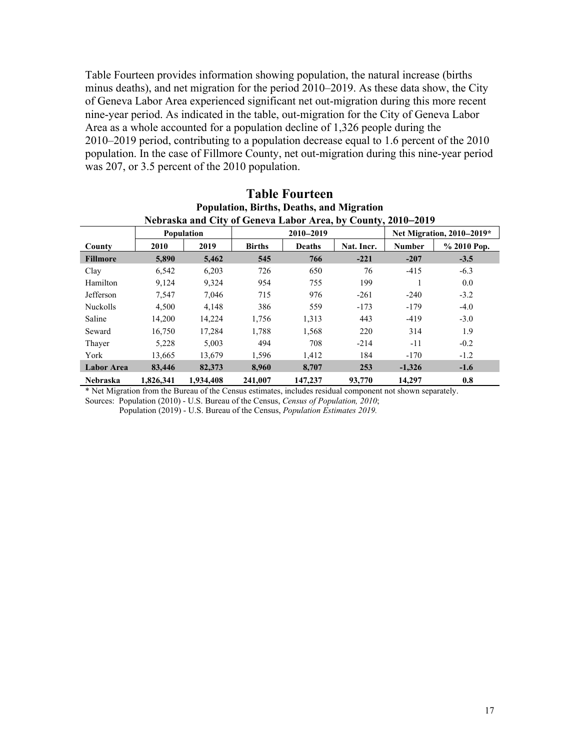Table Fourteen provides information showing population, the natural increase (births minus deaths), and net migration for the period 2010–2019. As these data show, the City of Geneva Labor Area experienced significant net out-migration during this more recent nine-year period. As indicated in the table, out-migration for the City of Geneva Labor Area as a whole accounted for a population decline of 1,326 people during the 2010–2019 period, contributing to a population decrease equal to 1.6 percent of the 2010 population. In the case of Fillmore County, net out-migration during this nine-year period was 207, or 3.5 percent of the 2010 population.

## Table Fourteen

### Population, Births, Deaths, and Migration
### Nebraska and City of Geneva Labor Area, by County, 2010–2019

| | Population | | 2010–2019 | | | Net Migration, 2010–2019* | |
|---|---|---|---|---|---|---|---|
| **County** | **2010** | **2019** | **Births** | **Deaths** | **Nat. Incr.** | **Number** | **% 2010 Pop.** |
| **Fillmore** | **5,890** | **5,462** | **545** | **766** | **-221** | **-207** | **-3.5** |
| Clay | 6,542 | 6,203 | 726 | 650 | 76 | -415 | -6.3 |
| Hamilton | 9,124 | 9,324 | 954 | 755 | 199 | 1 | 0.0 |
| Jefferson | 7,547 | 7,046 | 715 | 976 | -261 | -240 | -3.2 |
| Nuckolls | 4,500 | 4,148 | 386 | 559 | -173 | -179 | -4.0 |
| Saline | 14,200 | 14,224 | 1,756 | 1,313 | 443 | -419 | -3.0 |
| Seward | 16,750 | 17,284 | 1,788 | 1,568 | 220 | 314 | 1.9 |
| Thayer | 5,228 | 5,003 | 494 | 708 | -214 | -11 | -0.2 |
| York | 13,665 | 13,679 | 1,596 | 1,412 | 184 | -170 | -1.2 |
| **Labor Area** | **83,446** | **82,373** | **8,960** | **8,707** | **253** | **-1,326** | **-1.6** |
| **Nebraska** | **1,826,341** | **1,934,408** | **241,007** | **147,237** | **93,770** | **14,297** | **0.8** |

* Net Migration from the Bureau of the Census estimates, includes residual component not shown separately.

Sources: Population (2010) - U.S. Bureau of the Census, *Census of Population, 2010*;
Population (2019) - U.S. Bureau of the Census, *Population Estimates 2019.*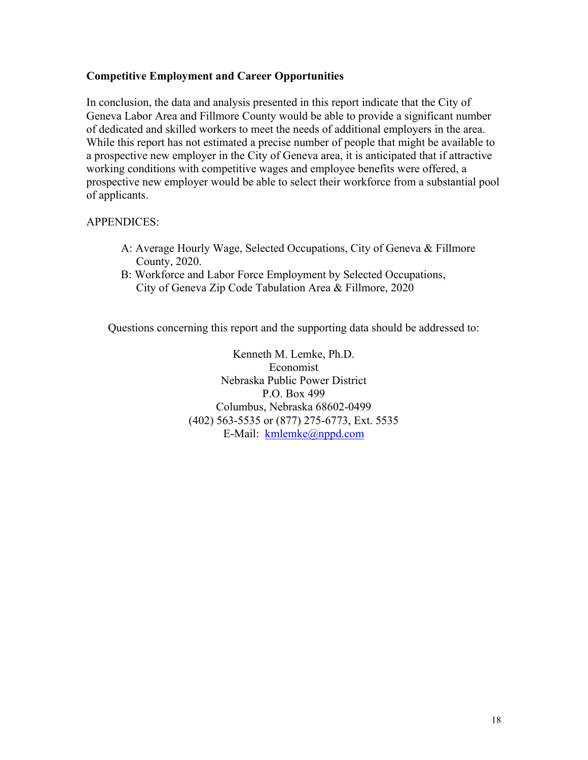**Competitive Employment and Career Opportunities**

In conclusion, the data and analysis presented in this report indicate that the City of Geneva Labor Area and Fillmore County would be able to provide a significant number of dedicated and skilled workers to meet the needs of additional employers in the area. While this report has not estimated a precise number of people that might be available to a prospective new employer in the City of Geneva area, it is anticipated that if attractive working conditions with competitive wages and employee benefits were offered, a prospective new employer would be able to select their workforce from a substantial pool of applicants.

APPENDICES:

- A: Average Hourly Wage, Selected Occupations, City of Geneva & Fillmore County, 2020.
- B: Workforce and Labor Force Employment by Selected Occupations, City of Geneva Zip Code Tabulation Area & Fillmore, 2020

Questions concerning this report and the supporting data should be addressed to:

Kenneth M. Lemke, Ph.D.
Economist
Nebraska Public Power District
P.O. Box 499
Columbus, Nebraska 68602-0499
(402) 563-5535 or (877) 275-6773, Ext. 5535
E-Mail: kmlemke@nppd.com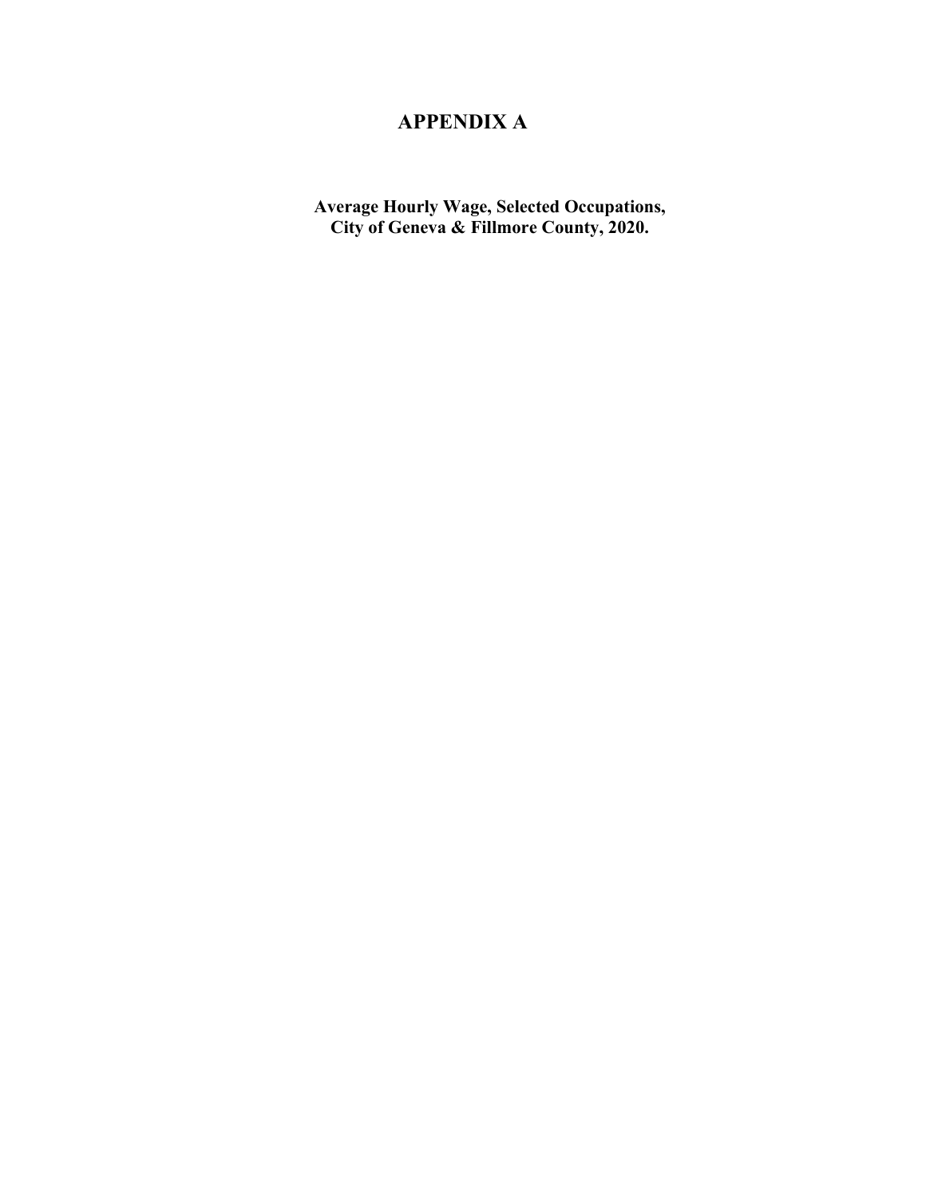# APPENDIX A

**Average Hourly Wage, Selected Occupations, City of Geneva & Fillmore County, 2020.**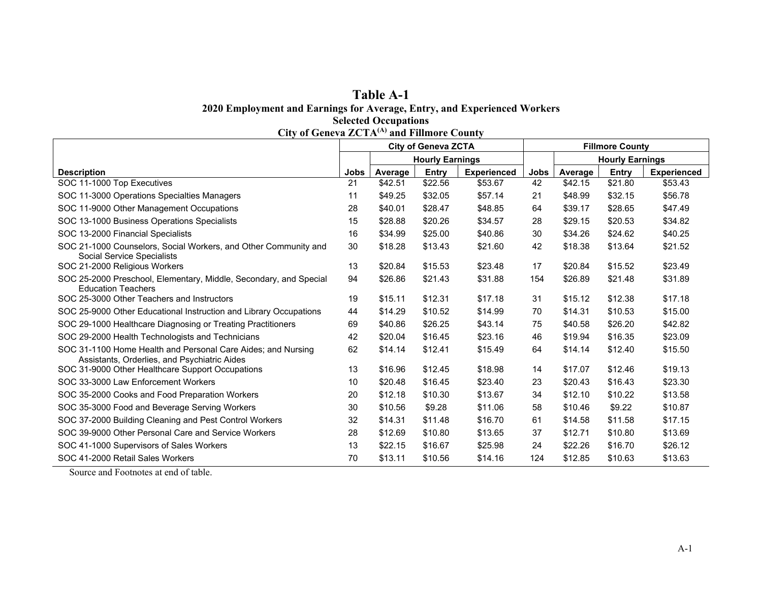# Table A-1

## 2020 Employment and Earnings for Average, Entry, and Experienced Workers
## Selected Occupations
## City of Geneva ZCTA[(A)] and Fillmore County

| | City of Geneva ZCTA | | | | Fillmore County | | | |
|---|---|---|---|---|---|---|---|---|
| | | Hourly Earnings | | | | Hourly Earnings | | |
| Description | Jobs | Average | Entry | Experienced | Jobs | Average | Entry | Experienced |
| SOC 11-1000 Top Executives | 21 | $42.51 | $22.56 | $53.67 | 42 | $42.15 | $21.80 | $53.43 |
| SOC 11-3000 Operations Specialties Managers | 11 | $49.25 | $32.05 | $57.14 | 21 | $48.99 | $32.15 | $56.78 |
| SOC 11-9000 Other Management Occupations | 28 | $40.01 | $28.47 | $48.85 | 64 | $39.17 | $28.65 | $47.49 |
| SOC 13-1000 Business Operations Specialists | 15 | $28.88 | $20.26 | $34.57 | 28 | $29.15 | $20.53 | $34.82 |
| SOC 13-2000 Financial Specialists | 16 | $34.99 | $25.00 | $40.86 | 30 | $34.26 | $24.62 | $40.25 |
| SOC 21-1000 Counselors, Social Workers, and Other Community and Social Service Specialists | 30 | $18.28 | $13.43 | $21.60 | 42 | $18.38 | $13.64 | $21.52 |
| SOC 21-2000 Religious Workers | 13 | $20.84 | $15.53 | $23.48 | 17 | $20.84 | $15.52 | $23.49 |
| SOC 25-2000 Preschool, Elementary, Middle, Secondary, and Special Education Teachers | 94 | $26.86 | $21.43 | $31.88 | 154 | $26.89 | $21.48 | $31.89 |
| SOC 25-3000 Other Teachers and Instructors | 19 | $15.11 | $12.31 | $17.18 | 31 | $15.12 | $12.38 | $17.18 |
| SOC 25-9000 Other Educational Instruction and Library Occupations | 44 | $14.29 | $10.52 | $14.99 | 70 | $14.31 | $10.53 | $15.00 |
| SOC 29-1000 Healthcare Diagnosing or Treating Practitioners | 69 | $40.86 | $26.25 | $43.14 | 75 | $40.58 | $26.20 | $42.82 |
| SOC 29-2000 Health Technologists and Technicians | 42 | $20.04 | $16.45 | $23.16 | 46 | $19.94 | $16.35 | $23.09 |
| SOC 31-1100 Home Health and Personal Care Aides; and Nursing Assistants, Orderlies, and Psychiatric Aides | 62 | $14.14 | $12.41 | $15.49 | 64 | $14.14 | $12.40 | $15.50 |
| SOC 31-9000 Other Healthcare Support Occupations | 13 | $16.96 | $12.45 | $18.98 | 14 | $17.07 | $12.46 | $19.13 |
| SOC 33-3000 Law Enforcement Workers | 10 | $20.48 | $16.45 | $23.40 | 23 | $20.43 | $16.43 | $23.30 |
| SOC 35-2000 Cooks and Food Preparation Workers | 20 | $12.18 | $10.30 | $13.67 | 34 | $12.10 | $10.22 | $13.58 |
| SOC 35-3000 Food and Beverage Serving Workers | 30 | $10.56 | $9.28 | $11.06 | 58 | $10.46 | $9.22 | $10.87 |
| SOC 37-2000 Building Cleaning and Pest Control Workers | 32 | $14.31 | $11.48 | $16.70 | 61 | $14.58 | $11.58 | $17.15 |
| SOC 39-9000 Other Personal Care and Service Workers | 28 | $12.69 | $10.80 | $13.65 | 37 | $12.71 | $10.80 | $13.69 |
| SOC 41-1000 Supervisors of Sales Workers | 13 | $22.15 | $16.67 | $25.98 | 24 | $22.26 | $16.70 | $26.12 |
| SOC 41-2000 Retail Sales Workers | 70 | $13.11 | $10.56 | $14.16 | 124 | $12.85 | $10.63 | $13.63 |

Source and Footnotes at end of table.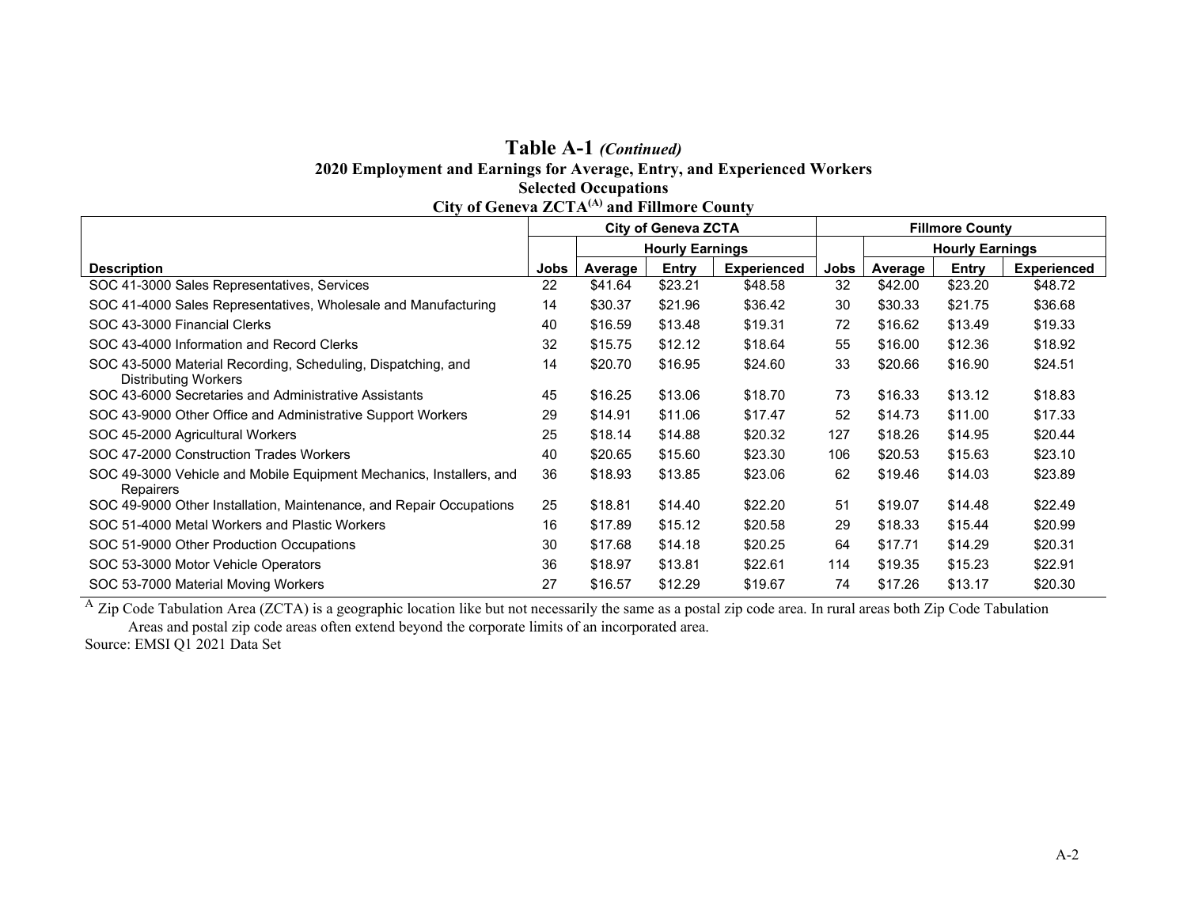# Table A-1 *(Continued)*

## 2020 Employment and Earnings for Average, Entry, and Experienced Workers
## Selected Occupations
## City of Geneva ZCTA[A] and Fillmore County

| | City of Geneva ZCTA | | | | Fillmore County | | | |
|---|---|---|---|---|---|---|---|---|
| | | Hourly Earnings | | | | Hourly Earnings | | |
| **Description** | **Jobs** | **Average** | **Entry** | **Experienced** | **Jobs** | **Average** | **Entry** | **Experienced** |
| SOC 41-3000 Sales Representatives, Services | 22 | $41.64 | $23.21 | $48.58 | 32 | $42.00 | $23.20 | $48.72 |
| SOC 41-4000 Sales Representatives, Wholesale and Manufacturing | 14 | $30.37 | $21.96 | $36.42 | 30 | $30.33 | $21.75 | $36.68 |
| SOC 43-3000 Financial Clerks | 40 | $16.59 | $13.48 | $19.31 | 72 | $16.62 | $13.49 | $19.33 |
| SOC 43-4000 Information and Record Clerks | 32 | $15.75 | $12.12 | $18.64 | 55 | $16.00 | $12.36 | $18.92 |
| SOC 43-5000 Material Recording, Scheduling, Dispatching, and Distributing Workers | 14 | $20.70 | $16.95 | $24.60 | 33 | $20.66 | $16.90 | $24.51 |
| SOC 43-6000 Secretaries and Administrative Assistants | 45 | $16.25 | $13.06 | $18.70 | 73 | $16.33 | $13.12 | $18.83 |
| SOC 43-9000 Other Office and Administrative Support Workers | 29 | $14.91 | $11.06 | $17.47 | 52 | $14.73 | $11.00 | $17.33 |
| SOC 45-2000 Agricultural Workers | 25 | $18.14 | $14.88 | $20.32 | 127 | $18.26 | $14.95 | $20.44 |
| SOC 47-2000 Construction Trades Workers | 40 | $20.65 | $15.60 | $23.30 | 106 | $20.53 | $15.63 | $23.10 |
| SOC 49-3000 Vehicle and Mobile Equipment Mechanics, Installers, and Repairers | 36 | $18.93 | $13.85 | $23.06 | 62 | $19.46 | $14.03 | $23.89 |
| SOC 49-9000 Other Installation, Maintenance, and Repair Occupations | 25 | $18.81 | $14.40 | $22.20 | 51 | $19.07 | $14.48 | $22.49 |
| SOC 51-4000 Metal Workers and Plastic Workers | 16 | $17.89 | $15.12 | $20.58 | 29 | $18.33 | $15.44 | $20.99 |
| SOC 51-9000 Other Production Occupations | 30 | $17.68 | $14.18 | $20.25 | 64 | $17.71 | $14.29 | $20.31 |
| SOC 53-3000 Motor Vehicle Operators | 36 | $18.97 | $13.81 | $22.61 | 114 | $19.35 | $15.23 | $22.91 |
| SOC 53-7000 Material Moving Workers | 27 | $16.57 | $12.29 | $19.67 | 74 | $17.26 | $13.17 | $20.30 |

[A] Zip Code Tabulation Area (ZCTA) is a geographic location like but not necessarily the same as a postal zip code area. In rural areas both Zip Code Tabulation Areas and postal zip code areas often extend beyond the corporate limits of an incorporated area.

Source: EMSI Q1 2021 Data Set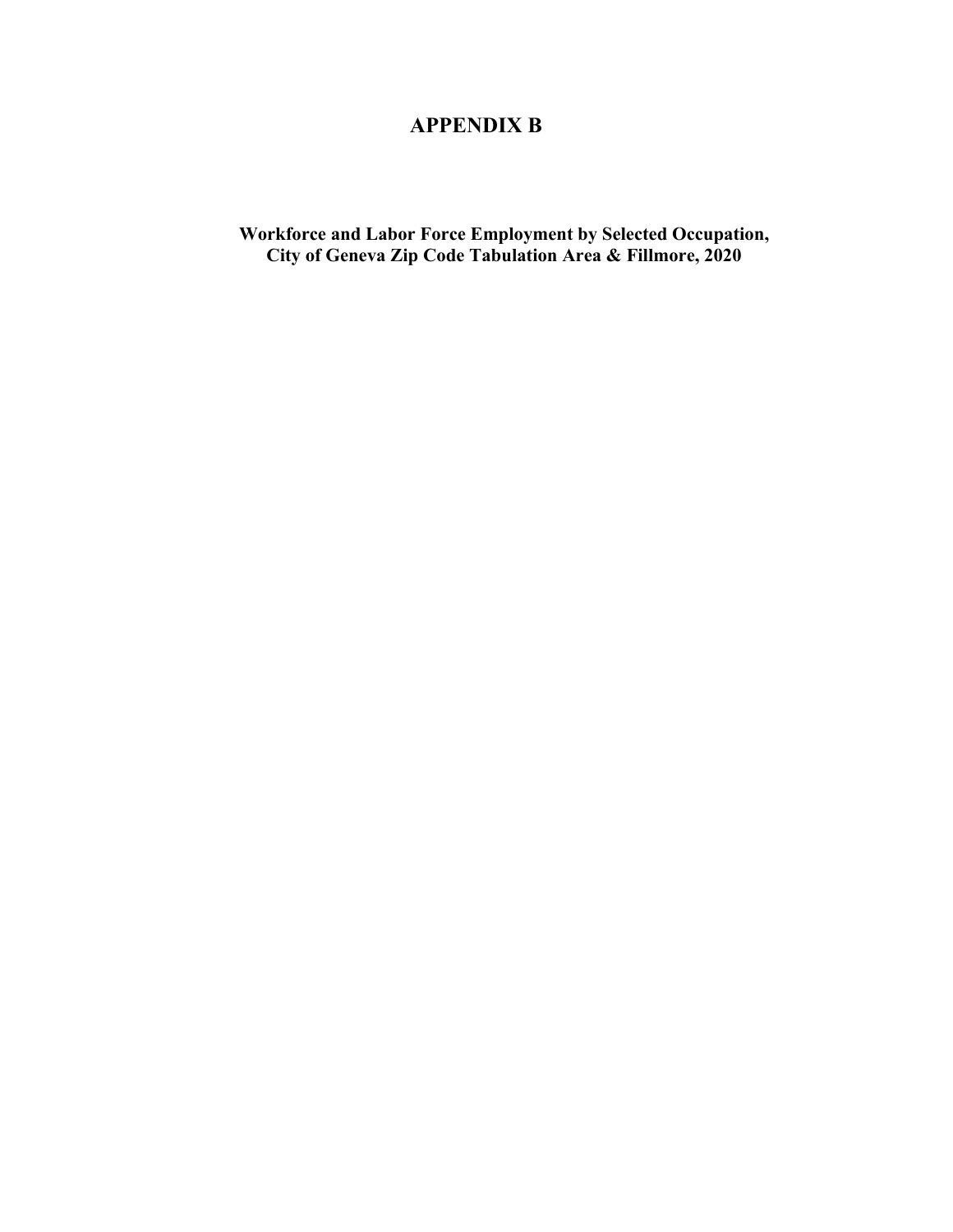# APPENDIX B

**Workforce and Labor Force Employment by Selected Occupation, City of Geneva Zip Code Tabulation Area & Fillmore, 2020**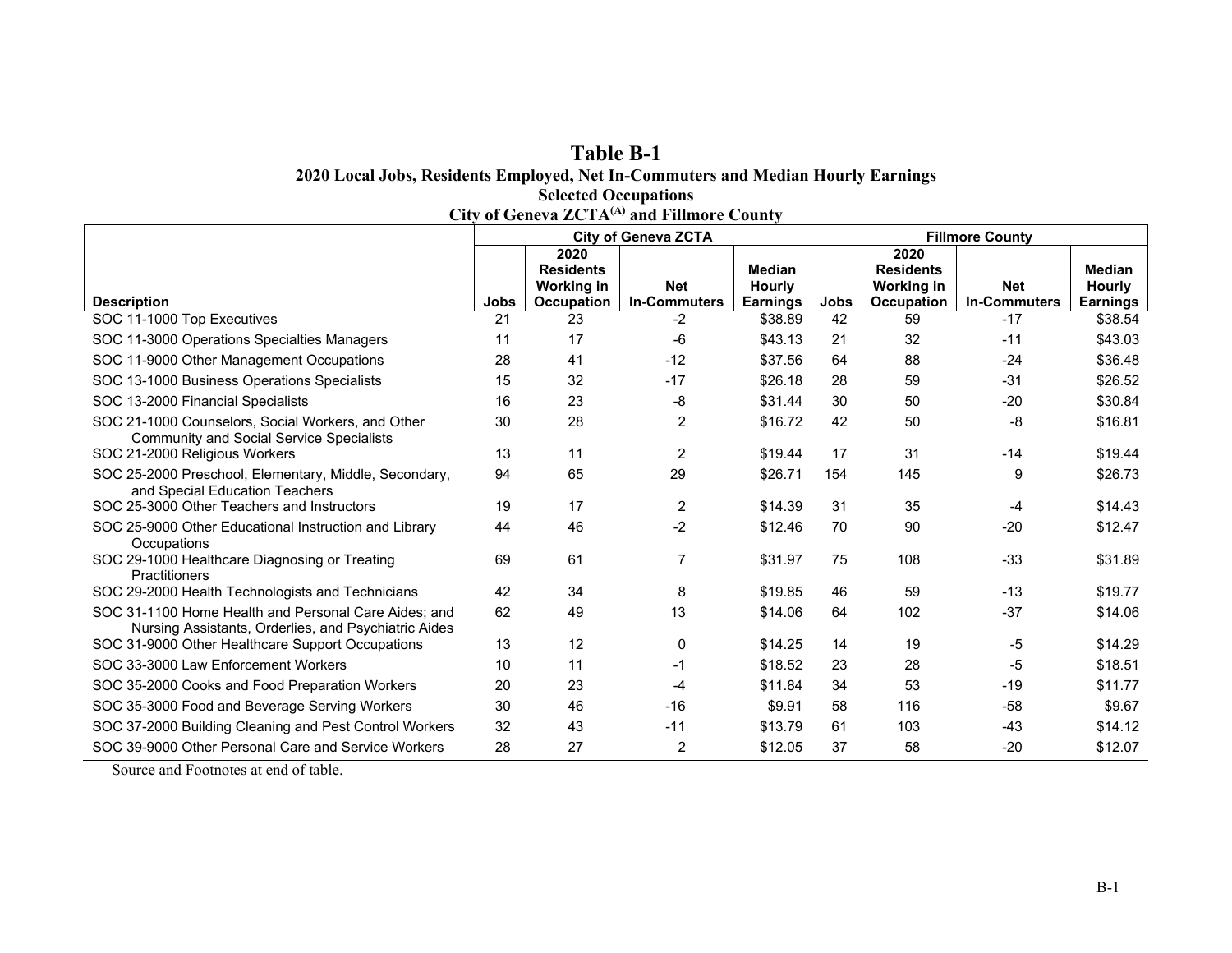# Table B-1

**2020 Local Jobs, Residents Employed, Net In-Commuters and Median Hourly Earnings**
**Selected Occupations**
**City of Geneva ZCTA[(A)] and Fillmore County**

| | City of Geneva ZCTA | | | | Fillmore County | | | |
|---|---|---|---|---|---|---|---|---|
| **Description** | **Jobs** | **2020 Residents Working in Occupation** | **Net In-Commuters** | **Median Hourly Earnings** | **Jobs** | **2020 Residents Working in Occupation** | **Net In-Commuters** | **Median Hourly Earnings** |
| SOC 11-1000 Top Executives | 21 | 23 | -2 | $38.89 | 42 | 59 | -17 | $38.54 |
| SOC 11-3000 Operations Specialties Managers | 11 | 17 | -6 | $43.13 | 21 | 32 | -11 | $43.03 |
| SOC 11-9000 Other Management Occupations | 28 | 41 | -12 | $37.56 | 64 | 88 | -24 | $36.48 |
| SOC 13-1000 Business Operations Specialists | 15 | 32 | -17 | $26.18 | 28 | 59 | -31 | $26.52 |
| SOC 13-2000 Financial Specialists | 16 | 23 | -8 | $31.44 | 30 | 50 | -20 | $30.84 |
| SOC 21-1000 Counselors, Social Workers, and Other Community and Social Service Specialists | 30 | 28 | 2 | $16.72 | 42 | 50 | -8 | $16.81 |
| SOC 21-2000 Religious Workers | 13 | 11 | 2 | $19.44 | 17 | 31 | -14 | $19.44 |
| SOC 25-2000 Preschool, Elementary, Middle, Secondary, and Special Education Teachers | 94 | 65 | 29 | $26.71 | 154 | 145 | 9 | $26.73 |
| SOC 25-3000 Other Teachers and Instructors | 19 | 17 | 2 | $14.39 | 31 | 35 | -4 | $14.43 |
| SOC 25-9000 Other Educational Instruction and Library Occupations | 44 | 46 | -2 | $12.46 | 70 | 90 | -20 | $12.47 |
| SOC 29-1000 Healthcare Diagnosing or Treating Practitioners | 69 | 61 | 7 | $31.97 | 75 | 108 | -33 | $31.89 |
| SOC 29-2000 Health Technologists and Technicians | 42 | 34 | 8 | $19.85 | 46 | 59 | -13 | $19.77 |
| SOC 31-1100 Home Health and Personal Care Aides; and Nursing Assistants, Orderlies, and Psychiatric Aides | 62 | 49 | 13 | $14.06 | 64 | 102 | -37 | $14.06 |
| SOC 31-9000 Other Healthcare Support Occupations | 13 | 12 | 0 | $14.25 | 14 | 19 | -5 | $14.29 |
| SOC 33-3000 Law Enforcement Workers | 10 | 11 | -1 | $18.52 | 23 | 28 | -5 | $18.51 |
| SOC 35-2000 Cooks and Food Preparation Workers | 20 | 23 | -4 | $11.84 | 34 | 53 | -19 | $11.77 |
| SOC 35-3000 Food and Beverage Serving Workers | 30 | 46 | -16 | $9.91 | 58 | 116 | -58 | $9.67 |
| SOC 37-2000 Building Cleaning and Pest Control Workers | 32 | 43 | -11 | $13.79 | 61 | 103 | -43 | $14.12 |
| SOC 39-9000 Other Personal Care and Service Workers | 28 | 27 | 2 | $12.05 | 37 | 58 | -20 | $12.07 |

Source and Footnotes at end of table.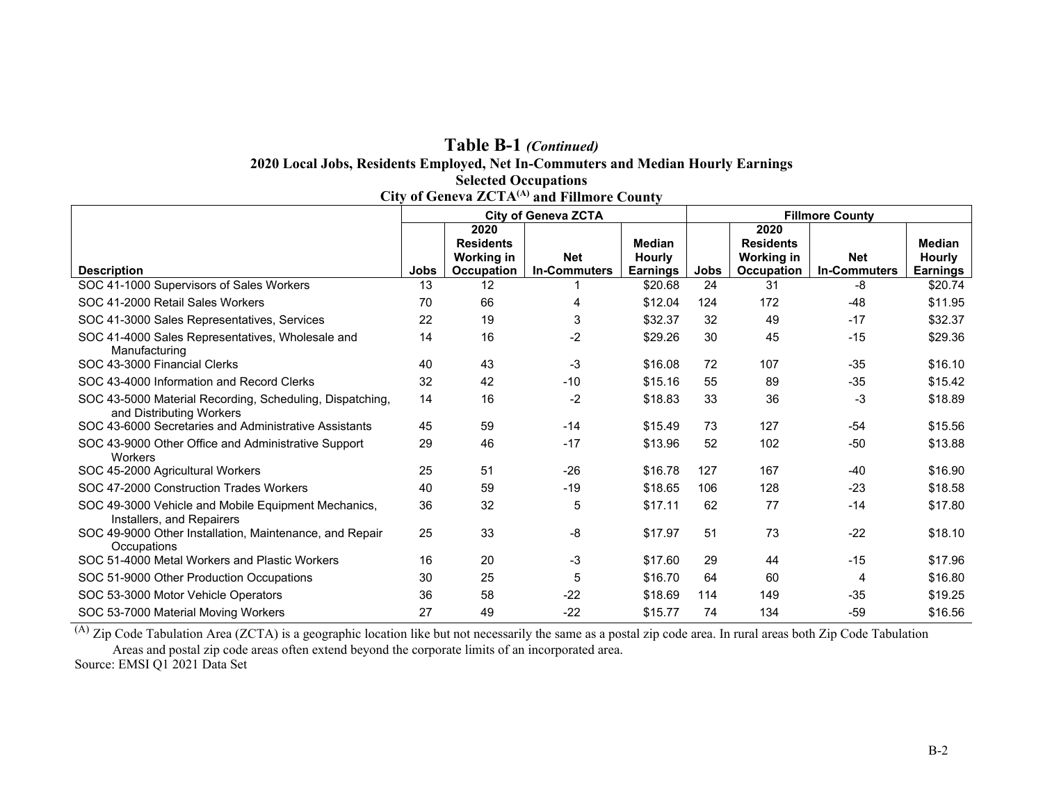# Table B-1 *(Continued)*

**2020 Local Jobs, Residents Employed, Net In-Commuters and Median Hourly Earnings**

**Selected Occupations**

**City of Geneva ZCTA[(A)] and Fillmore County**

| | City of Geneva ZCTA | | | | Fillmore County | | | |
|---|---|---|---|---|---|---|---|---|
| Description | Jobs | 2020 Residents Working in Occupation | Net In-Commuters | Median Hourly Earnings | Jobs | 2020 Residents Working in Occupation | Net In-Commuters | Median Hourly Earnings |
| SOC 41-1000 Supervisors of Sales Workers | 13 | 12 | 1 | $20.68 | 24 | 31 | -8 | $20.74 |
| SOC 41-2000 Retail Sales Workers | 70 | 66 | 4 | $12.04 | 124 | 172 | -48 | $11.95 |
| SOC 41-3000 Sales Representatives, Services | 22 | 19 | 3 | $32.37 | 32 | 49 | -17 | $32.37 |
| SOC 41-4000 Sales Representatives, Wholesale and Manufacturing | 14 | 16 | -2 | $29.26 | 30 | 45 | -15 | $29.36 |
| SOC 43-3000 Financial Clerks | 40 | 43 | -3 | $16.08 | 72 | 107 | -35 | $16.10 |
| SOC 43-4000 Information and Record Clerks | 32 | 42 | -10 | $15.16 | 55 | 89 | -35 | $15.42 |
| SOC 43-5000 Material Recording, Scheduling, Dispatching, and Distributing Workers | 14 | 16 | -2 | $18.83 | 33 | 36 | -3 | $18.89 |
| SOC 43-6000 Secretaries and Administrative Assistants | 45 | 59 | -14 | $15.49 | 73 | 127 | -54 | $15.56 |
| SOC 43-9000 Other Office and Administrative Support Workers | 29 | 46 | -17 | $13.96 | 52 | 102 | -50 | $13.88 |
| SOC 45-2000 Agricultural Workers | 25 | 51 | -26 | $16.78 | 127 | 167 | -40 | $16.90 |
| SOC 47-2000 Construction Trades Workers | 40 | 59 | -19 | $18.65 | 106 | 128 | -23 | $18.58 |
| SOC 49-3000 Vehicle and Mobile Equipment Mechanics, Installers, and Repairers | 36 | 32 | 5 | $17.11 | 62 | 77 | -14 | $17.80 |
| SOC 49-9000 Other Installation, Maintenance, and Repair Occupations | 25 | 33 | -8 | $17.97 | 51 | 73 | -22 | $18.10 |
| SOC 51-4000 Metal Workers and Plastic Workers | 16 | 20 | -3 | $17.60 | 29 | 44 | -15 | $17.96 |
| SOC 51-9000 Other Production Occupations | 30 | 25 | 5 | $16.70 | 64 | 60 | 4 | $16.80 |
| SOC 53-3000 Motor Vehicle Operators | 36 | 58 | -22 | $18.69 | 114 | 149 | -35 | $19.25 |
| SOC 53-7000 Material Moving Workers | 27 | 49 | -22 | $15.77 | 74 | 134 | -59 | $16.56 |

(A) Zip Code Tabulation Area (ZCTA) is a geographic location like but not necessarily the same as a postal zip code area. In rural areas both Zip Code Tabulation Areas and postal zip code areas often extend beyond the corporate limits of an incorporated area.

Source: EMSI Q1 2021 Data Set